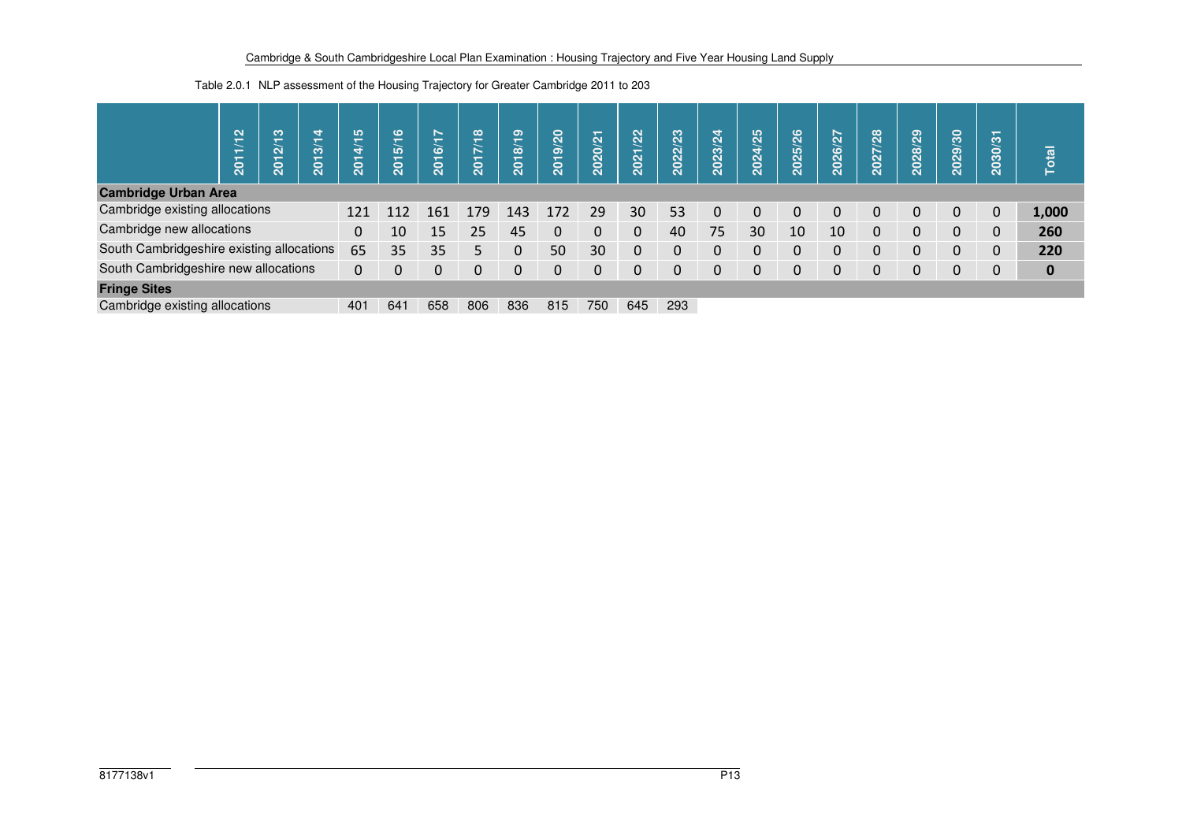Table 2.0.1 NLP assessment of the Housing Trajectory for Greater Cambridge 2011 to 203

| | 2011/12 | 2012/13 | 2013/14 | 2014/15 | 2015/16 | 2016/17 | 2017/18 | 2018/19 | 2019/20 | 2020/21 | 2021/22 | 2022/23 | 2023/24 | 2024/25 | 2025/26 | 2026/27 | 2027/28 | 2028/29 | 2029/30 | 2030/31 | Total |
|---|---|---|---|---|---|---|---|---|---|---|---|---|---|---|---|---|---|---|---|---|---|
| **Cambridge Urban Area** | | | | | | | | | | | | | | | | | | | | | |
| Cambridge existing allocations | | | | 121 | 112 | 161 | 179 | 143 | 172 | 29 | 30 | 53 | 0 | 0 | 0 | 0 | 0 | 0 | 0 | 0 | **1,000** |
| Cambridge new allocations | | | | 0 | 10 | 15 | 25 | 45 | 0 | 0 | 0 | 40 | 75 | 30 | 10 | 10 | 0 | 0 | 0 | 0 | **260** |
| South Cambridgeshire existing allocations | | | | 65 | 35 | 35 | 5 | 0 | 50 | 30 | 0 | 0 | 0 | 0 | 0 | 0 | 0 | 0 | 0 | 0 | **220** |
| South Cambridgeshire new allocations | | | | 0 | 0 | 0 | 0 | 0 | 0 | 0 | 0 | 0 | 0 | 0 | 0 | 0 | 0 | 0 | 0 | 0 | **0** |
| **Fringe Sites** | | | | | | | | | | | | | | | | | | | | | |
| Cambridge existing allocations | | | | 401 | 641 | 658 | 806 | 836 | 815 | 750 | 645 | 293 | | | | | | | | | |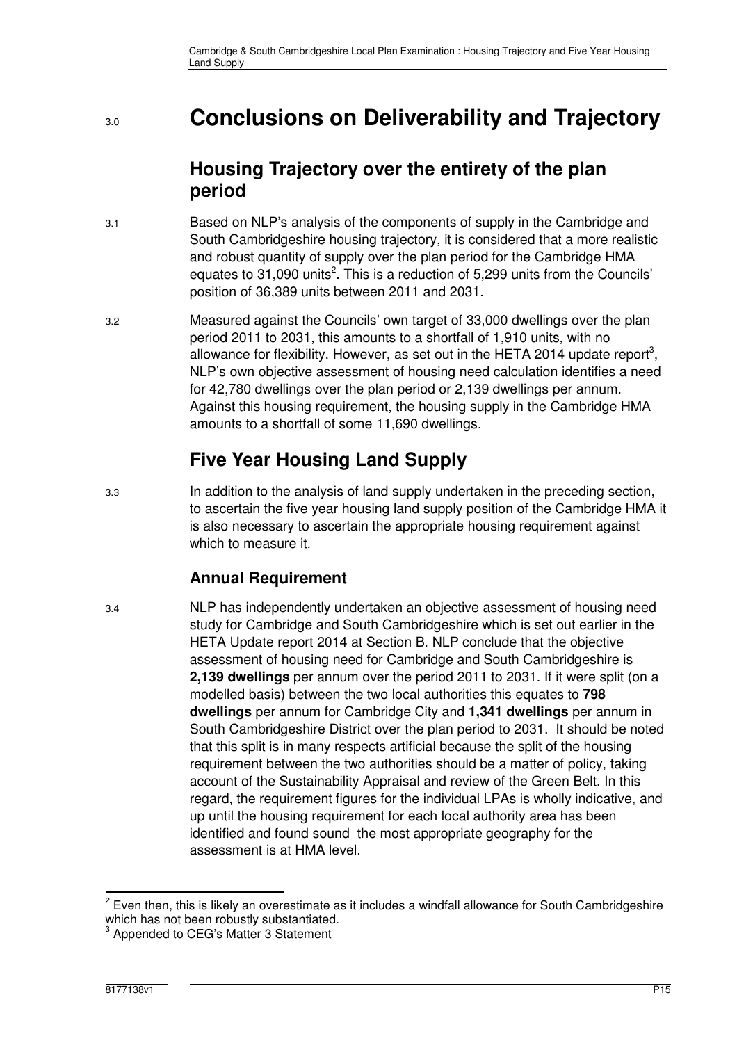# 3.0 Conclusions on Deliverability and Trajectory

## Housing Trajectory over the entirety of the plan period

3.1 Based on NLP's analysis of the components of supply in the Cambridge and South Cambridgeshire housing trajectory, it is considered that a more realistic and robust quantity of supply over the plan period for the Cambridge HMA equates to 31,090 units[2]. This is a reduction of 5,299 units from the Councils' position of 36,389 units between 2011 and 2031.

3.2 Measured against the Councils' own target of 33,000 dwellings over the plan period 2011 to 2031, this amounts to a shortfall of 1,910 units, with no allowance for flexibility. However, as set out in the HETA 2014 update report[3], NLP's own objective assessment of housing need calculation identifies a need for 42,780 dwellings over the plan period or 2,139 dwellings per annum. Against this housing requirement, the housing supply in the Cambridge HMA amounts to a shortfall of some 11,690 dwellings.

## Five Year Housing Land Supply

3.3 In addition to the analysis of land supply undertaken in the preceding section, to ascertain the five year housing land supply position of the Cambridge HMA it is also necessary to ascertain the appropriate housing requirement against which to measure it.

### Annual Requirement

3.4 NLP has independently undertaken an objective assessment of housing need study for Cambridge and South Cambridgeshire which is set out earlier in the HETA Update report 2014 at Section B. NLP conclude that the objective assessment of housing need for Cambridge and South Cambridgeshire is **2,139 dwellings** per annum over the period 2011 to 2031. If it were split (on a modelled basis) between the two local authorities this equates to **798 dwellings** per annum for Cambridge City and **1,341 dwellings** per annum in South Cambridgeshire District over the plan period to 2031. It should be noted that this split is in many respects artificial because the split of the housing requirement between the two authorities should be a matter of policy, taking account of the Sustainability Appraisal and review of the Green Belt. In this regard, the requirement figures for the individual LPAs is wholly indicative, and up until the housing requirement for each local authority area has been identified and found sound the most appropriate geography for the assessment is at HMA level.

[2] Even then, this is likely an overestimate as it includes a windfall allowance for South Cambridgeshire which has not been robustly substantiated.

[3] Appended to CEG's Matter 3 Statement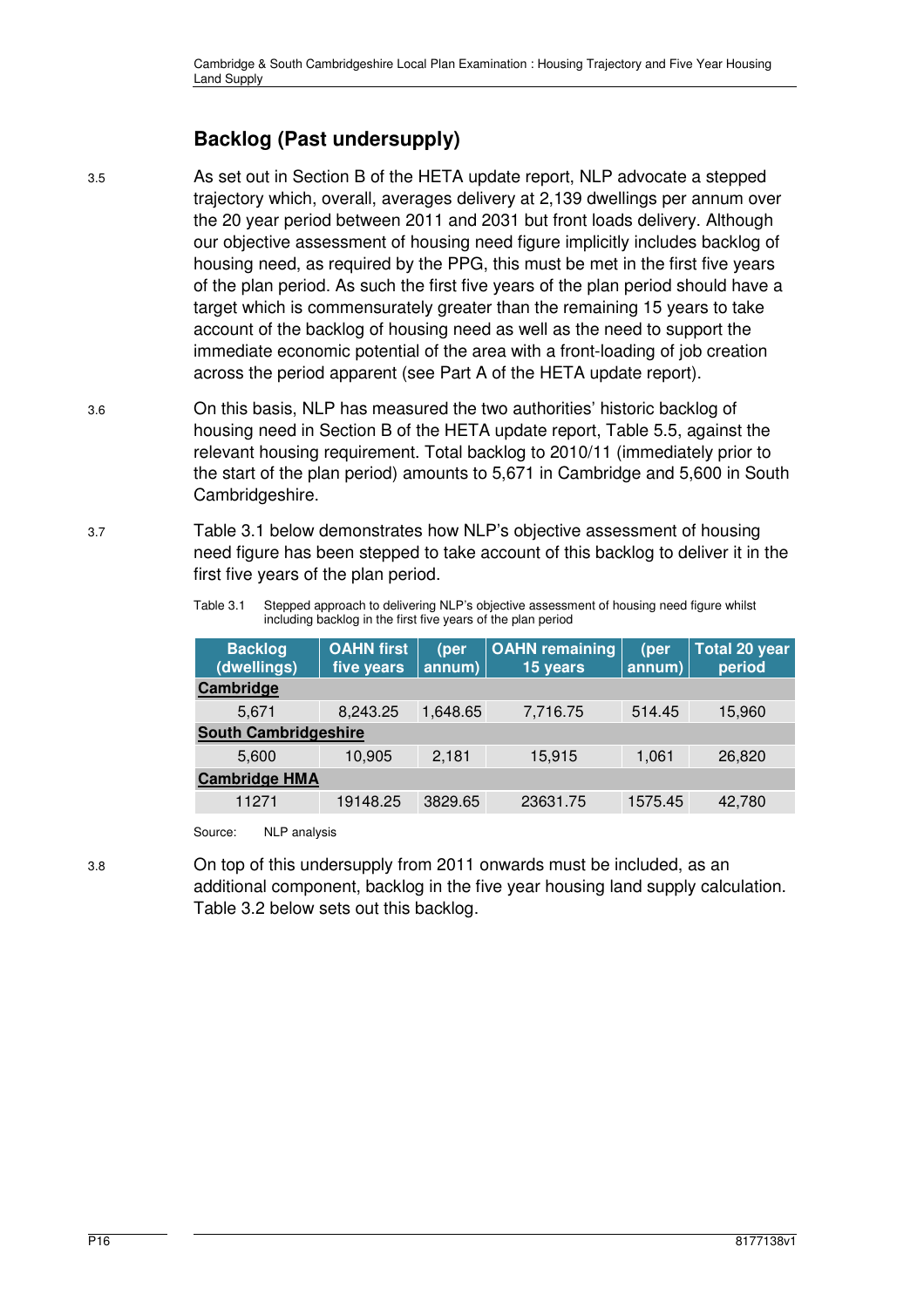## Backlog (Past undersupply)

3.5 As set out in Section B of the HETA update report, NLP advocate a stepped trajectory which, overall, averages delivery at 2,139 dwellings per annum over the 20 year period between 2011 and 2031 but front loads delivery. Although our objective assessment of housing need figure implicitly includes backlog of housing need, as required by the PPG, this must be met in the first five years of the plan period. As such the first five years of the plan period should have a target which is commensurately greater than the remaining 15 years to take account of the backlog of housing need as well as the need to support the immediate economic potential of the area with a front-loading of job creation across the period apparent (see Part A of the HETA update report).

3.6 On this basis, NLP has measured the two authorities' historic backlog of housing need in Section B of the HETA update report, Table 5.5, against the relevant housing requirement. Total backlog to 2010/11 (immediately prior to the start of the plan period) amounts to 5,671 in Cambridge and 5,600 in South Cambridgeshire.

3.7 Table 3.1 below demonstrates how NLP's objective assessment of housing need figure has been stepped to take account of this backlog to deliver it in the first five years of the plan period.

Table 3.1 Stepped approach to delivering NLP's objective assessment of housing need figure whilst including backlog in the first five years of the plan period

| Backlog (dwellings) | OAHN first five years | (per annum) | OAHN remaining 15 years | (per annum) | Total 20 year period |
|---|---|---|---|---|---|
| **Cambridge** | | | | | |
| 5,671 | 8,243.25 | 1,648.65 | 7,716.75 | 514.45 | 15,960 |
| **South Cambridgeshire** | | | | | |
| 5,600 | 10,905 | 2,181 | 15,915 | 1,061 | 26,820 |
| **Cambridge HMA** | | | | | |
| 11271 | 19148.25 | 3829.65 | 23631.75 | 1575.45 | 42,780 |

Source: NLP analysis

3.8 On top of this undersupply from 2011 onwards must be included, as an additional component, backlog in the five year housing land supply calculation. Table 3.2 below sets out this backlog.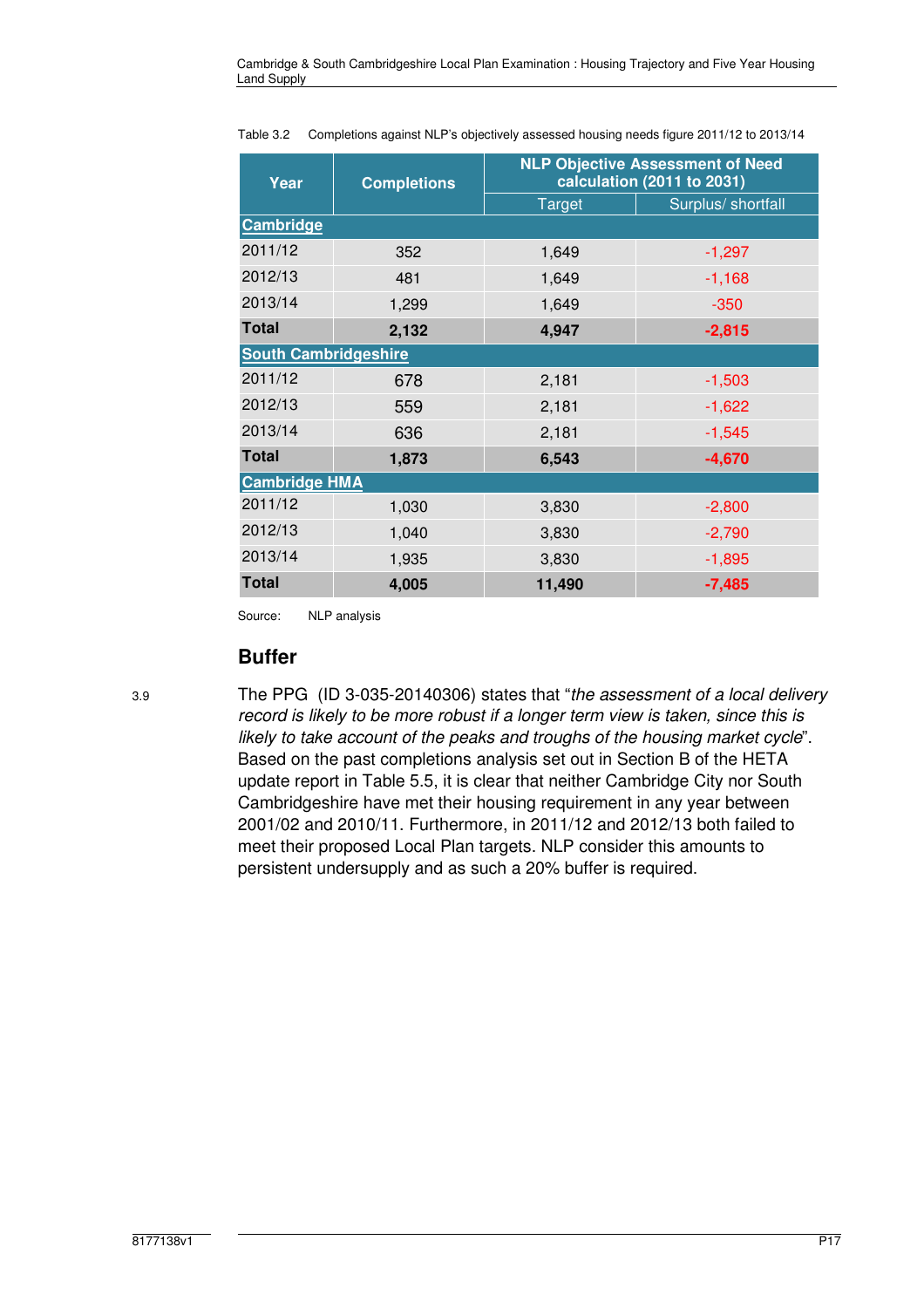Table 3.2 Completions against NLP's objectively assessed housing needs figure 2011/12 to 2013/14

| Year | Completions | NLP Objective Assessment of Need calculation (2011 to 2031) | |
|---|---|---|---|
| | | Target | Surplus/ shortfall |
| **Cambridge** | | | |
| 2011/12 | 352 | 1,649 | -1,297 |
| 2012/13 | 481 | 1,649 | -1,168 |
| 2013/14 | 1,299 | 1,649 | -350 |
| **Total** | **2,132** | **4,947** | **-2,815** |
| **South Cambridgeshire** | | | |
| 2011/12 | 678 | 2,181 | -1,503 |
| 2012/13 | 559 | 2,181 | -1,622 |
| 2013/14 | 636 | 2,181 | -1,545 |
| **Total** | **1,873** | **6,543** | **-4,670** |
| **Cambridge HMA** | | | |
| 2011/12 | 1,030 | 3,830 | -2,800 |
| 2012/13 | 1,040 | 3,830 | -2,790 |
| 2013/14 | 1,935 | 3,830 | -1,895 |
| **Total** | **4,005** | **11,490** | **-7,485** |

Source: NLP analysis

## Buffer

3.9 The PPG (ID 3-035-20140306) states that "*the assessment of a local delivery record is likely to be more robust if a longer term view is taken, since this is likely to take account of the peaks and troughs of the housing market cycle*". Based on the past completions analysis set out in Section B of the HETA update report in Table 5.5, it is clear that neither Cambridge City nor South Cambridgeshire have met their housing requirement in any year between 2001/02 and 2010/11. Furthermore, in 2011/12 and 2012/13 both failed to meet their proposed Local Plan targets. NLP consider this amounts to persistent undersupply and as such a 20% buffer is required.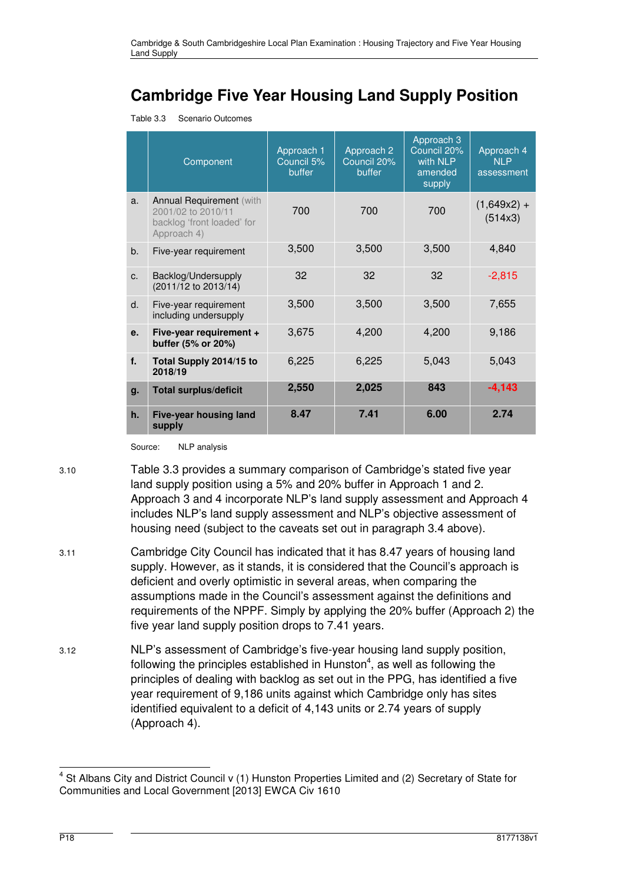# Cambridge Five Year Housing Land Supply Position

Table 3.3 Scenario Outcomes

| | Component | Approach 1 Council 5% buffer | Approach 2 Council 20% buffer | Approach 3 Council 20% with NLP amended supply | Approach 4 NLP assessment |
|---|---|---|---|---|---|
| a. | Annual Requirement (with 2001/02 to 2010/11 backlog 'front loaded' for Approach 4) | 700 | 700 | 700 | (1,649x2) + (514x3) |
| b. | Five-year requirement | 3,500 | 3,500 | 3,500 | 4,840 |
| c. | Backlog/Undersupply (2011/12 to 2013/14) | 32 | 32 | 32 | -2,815 |
| d. | Five-year requirement including undersupply | 3,500 | 3,500 | 3,500 | 7,655 |
| **e.** | **Five-year requirement + buffer (5% or 20%)** | 3,675 | 4,200 | 4,200 | 9,186 |
| **f.** | **Total Supply 2014/15 to 2018/19** | 6,225 | 6,225 | 5,043 | 5,043 |
| **g.** | **Total surplus/deficit** | **2,550** | **2,025** | **843** | **-4,143** |
| **h.** | **Five-year housing land supply** | **8.47** | **7.41** | **6.00** | **2.74** |

Source: NLP analysis

3.10 Table 3.3 provides a summary comparison of Cambridge's stated five year land supply position using a 5% and 20% buffer in Approach 1 and 2. Approach 3 and 4 incorporate NLP's land supply assessment and Approach 4 includes NLP's land supply assessment and NLP's objective assessment of housing need (subject to the caveats set out in paragraph 3.4 above).

3.11 Cambridge City Council has indicated that it has 8.47 years of housing land supply. However, as it stands, it is considered that the Council's approach is deficient and overly optimistic in several areas, when comparing the assumptions made in the Council's assessment against the definitions and requirements of the NPPF. Simply by applying the 20% buffer (Approach 2) the five year land supply position drops to 7.41 years.

3.12 NLP's assessment of Cambridge's five-year housing land supply position, following the principles established in Hunston[4], as well as following the principles of dealing with backlog as set out in the PPG, has identified a five year requirement of 9,186 units against which Cambridge only has sites identified equivalent to a deficit of 4,143 units or 2.74 years of supply (Approach 4).

[4] St Albans City and District Council v (1) Hunston Properties Limited and (2) Secretary of State for Communities and Local Government [2013] EWCA Civ 1610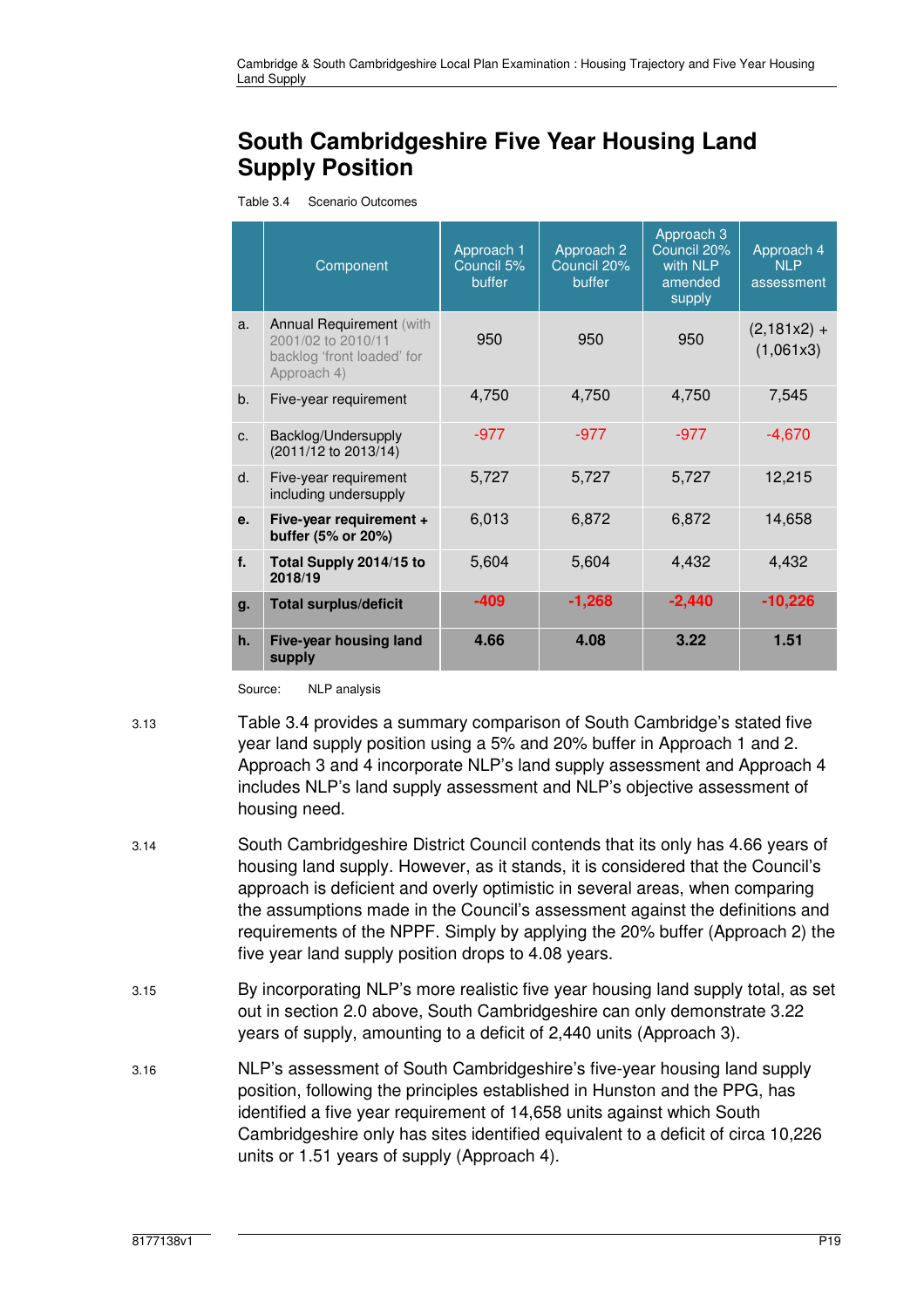## South Cambridgeshire Five Year Housing Land Supply Position

Table 3.4 Scenario Outcomes

| | Component | Approach 1 Council 5% buffer | Approach 2 Council 20% buffer | Approach 3 Council 20% with NLP amended supply | Approach 4 NLP assessment |
|---|---|---|---|---|---|
| a. | Annual Requirement (with 2001/02 to 2010/11 backlog 'front loaded' for Approach 4) | 950 | 950 | 950 | (2,181x2) + (1,061x3) |
| b. | Five-year requirement | 4,750 | 4,750 | 4,750 | 7,545 |
| c. | Backlog/Undersupply (2011/12 to 2013/14) | -977 | -977 | -977 | -4,670 |
| d. | Five-year requirement including undersupply | 5,727 | 5,727 | 5,727 | 12,215 |
| **e.** | **Five-year requirement + buffer (5% or 20%)** | 6,013 | 6,872 | 6,872 | 14,658 |
| **f.** | **Total Supply 2014/15 to 2018/19** | 5,604 | 5,604 | 4,432 | 4,432 |
| **g.** | **Total surplus/deficit** | **-409** | **-1,268** | **-2,440** | **-10,226** |
| **h.** | **Five-year housing land supply** | **4.66** | **4.08** | **3.22** | **1.51** |

Source: NLP analysis

3.13 Table 3.4 provides a summary comparison of South Cambridge's stated five year land supply position using a 5% and 20% buffer in Approach 1 and 2. Approach 3 and 4 incorporate NLP's land supply assessment and Approach 4 includes NLP's land supply assessment and NLP's objective assessment of housing need.

3.14 South Cambridgeshire District Council contends that its only has 4.66 years of housing land supply. However, as it stands, it is considered that the Council's approach is deficient and overly optimistic in several areas, when comparing the assumptions made in the Council's assessment against the definitions and requirements of the NPPF. Simply by applying the 20% buffer (Approach 2) the five year land supply position drops to 4.08 years.

3.15 By incorporating NLP's more realistic five year housing land supply total, as set out in section 2.0 above, South Cambridgeshire can only demonstrate 3.22 years of supply, amounting to a deficit of 2,440 units (Approach 3).

3.16 NLP's assessment of South Cambridgeshire's five-year housing land supply position, following the principles established in Hunston and the PPG, has identified a five year requirement of 14,658 units against which South Cambridgeshire only has sites identified equivalent to a deficit of circa 10,226 units or 1.51 years of supply (Approach 4).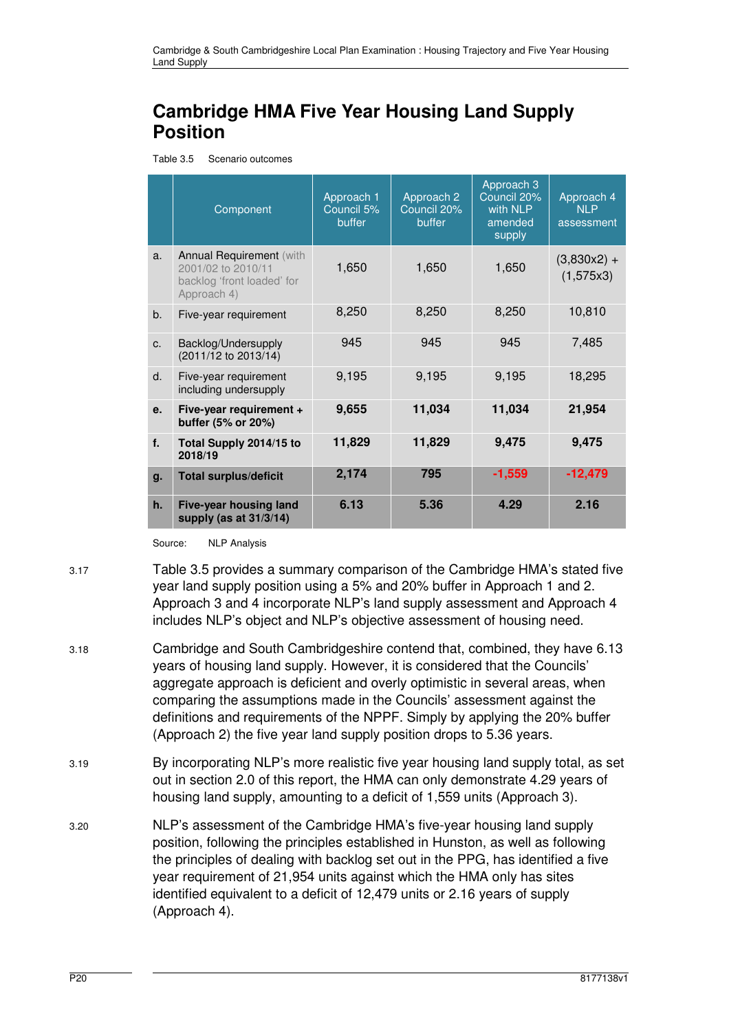# Cambridge HMA Five Year Housing Land Supply Position

Table 3.5 Scenario outcomes

| | Component | Approach 1 Council 5% buffer | Approach 2 Council 20% buffer | Approach 3 Council 20% with NLP amended supply | Approach 4 NLP assessment |
|---|---|---|---|---|---|
| a. | Annual Requirement (with 2001/02 to 2010/11 backlog 'front loaded' for Approach 4) | 1,650 | 1,650 | 1,650 | (3,830x2) + (1,575x3) |
| b. | Five-year requirement | 8,250 | 8,250 | 8,250 | 10,810 |
| c. | Backlog/Undersupply (2011/12 to 2013/14) | 945 | 945 | 945 | 7,485 |
| d. | Five-year requirement including undersupply | 9,195 | 9,195 | 9,195 | 18,295 |
| **e.** | **Five-year requirement + buffer (5% or 20%)** | **9,655** | **11,034** | **11,034** | **21,954** |
| **f.** | **Total Supply 2014/15 to 2018/19** | **11,829** | **11,829** | **9,475** | **9,475** |
| **g.** | **Total surplus/deficit** | **2,174** | **795** | **-1,559** | **-12,479** |
| **h.** | **Five-year housing land supply (as at 31/3/14)** | **6.13** | **5.36** | **4.29** | **2.16** |

Source: NLP Analysis

3.17 Table 3.5 provides a summary comparison of the Cambridge HMA's stated five year land supply position using a 5% and 20% buffer in Approach 1 and 2. Approach 3 and 4 incorporate NLP's land supply assessment and Approach 4 includes NLP's object and NLP's objective assessment of housing need.

3.18 Cambridge and South Cambridgeshire contend that, combined, they have 6.13 years of housing land supply. However, it is considered that the Councils' aggregate approach is deficient and overly optimistic in several areas, when comparing the assumptions made in the Councils' assessment against the definitions and requirements of the NPPF. Simply by applying the 20% buffer (Approach 2) the five year land supply position drops to 5.36 years.

3.19 By incorporating NLP's more realistic five year housing land supply total, as set out in section 2.0 of this report, the HMA can only demonstrate 4.29 years of housing land supply, amounting to a deficit of 1,559 units (Approach 3).

3.20 NLP's assessment of the Cambridge HMA's five-year housing land supply position, following the principles established in Hunston, as well as following the principles of dealing with backlog set out in the PPG, has identified a five year requirement of 21,954 units against which the HMA only has sites identified equivalent to a deficit of 12,479 units or 2.16 years of supply (Approach 4).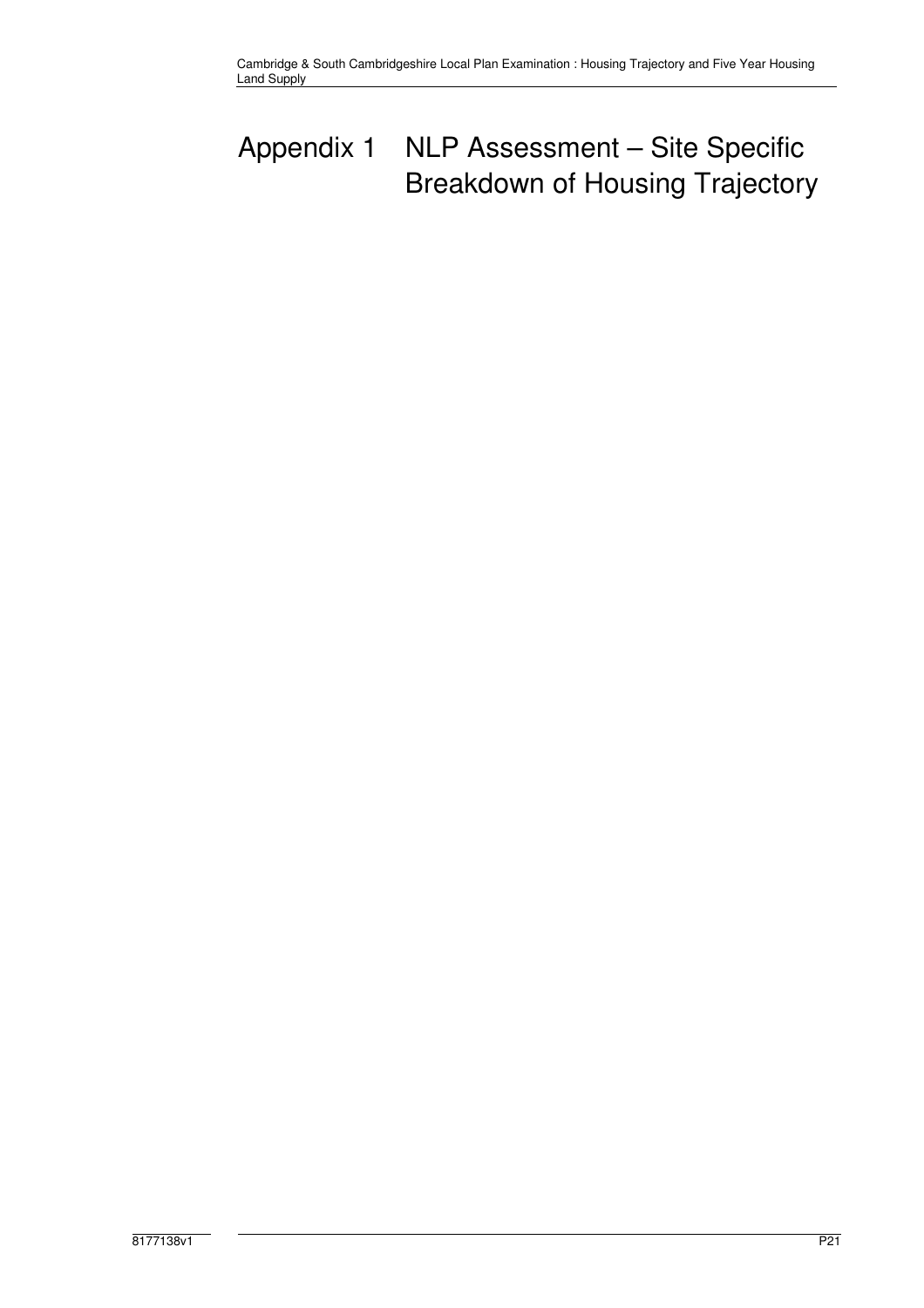# Appendix 1 NLP Assessment – Site Specific Breakdown of Housing Trajectory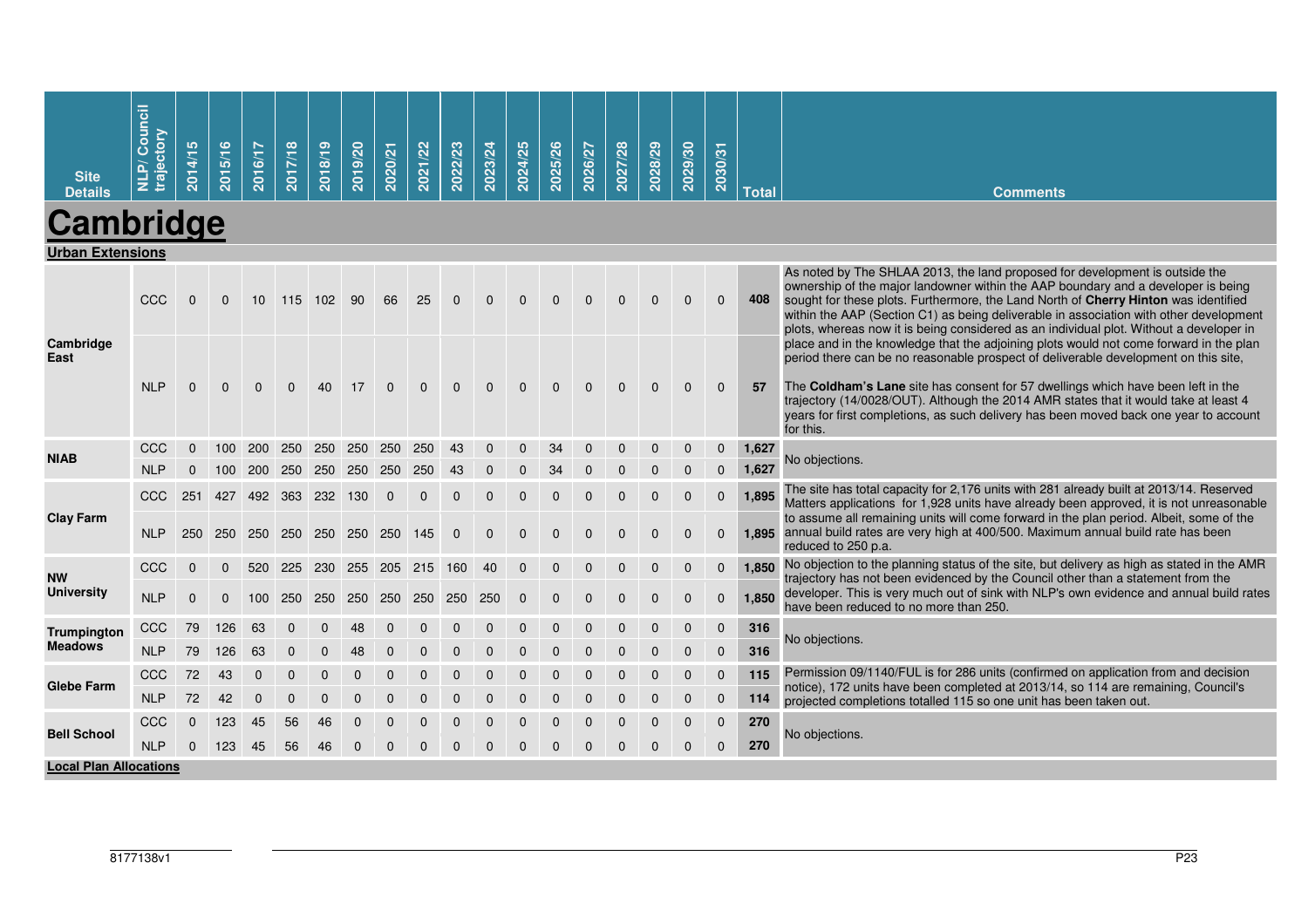| Site Details | NLP/ Council trajectory | 2014/15 | 2015/16 | 2016/17 | 2017/18 | 2018/19 | 2019/20 | 2020/21 | 2021/22 | 2022/23 | 2023/24 | 2024/25 | 2025/26 | 2026/27 | 2027/28 | 2028/29 | 2029/30 | 2030/31 | Total | Comments |
|---|---|---|---|---|---|---|---|---|---|---|---|---|---|---|---|---|---|---|---|---|
| **Cambridge** | | | | | | | | | | | | | | | | | | | | |
| **Urban Extensions** | | | | | | | | | | | | | | | | | | | | |
| Cambridge East | CCC | 0 | 0 | 10 | 115 | 102 | 90 | 66 | 25 | 0 | 0 | 0 | 0 | 0 | 0 | 0 | 0 | 0 | 408 | As noted by The SHLAA 2013, the land proposed for development is outside the ownership of the major landowner within the AAP boundary and a developer is being sought for these plots. Furthermore, the Land North of **Cherry Hinton** was identified within the AAP (Section C1) as being deliverable in association with other development plots, whereas now it is being considered as an individual plot. Without a developer in place and in the knowledge that the adjoining plots would not come forward in the plan period there can be no reasonable prospect of deliverable development on this site, The **Coldham's Lane** site has consent for 57 dwellings which have been left in the trajectory (14/0028/OUT). Although the 2014 AMR states that it would take at least 4 years for first completions, as such delivery has been moved back one year to account for this. |
| | NLP | 0 | 0 | 0 | 0 | 40 | 17 | 0 | 0 | 0 | 0 | 0 | 0 | 0 | 0 | 0 | 0 | 0 | 57 | |
| NIAB | CCC | 0 | 100 | 200 | 250 | 250 | 250 | 250 | 250 | 43 | 0 | 0 | 34 | 0 | 0 | 0 | 0 | 0 | 1,627 | No objections. |
| | NLP | 0 | 100 | 200 | 250 | 250 | 250 | 250 | 250 | 43 | 0 | 0 | 34 | 0 | 0 | 0 | 0 | 0 | 1,627 | |
| Clay Farm | CCC | 251 | 427 | 492 | 363 | 232 | 130 | 0 | 0 | 0 | 0 | 0 | 0 | 0 | 0 | 0 | 0 | 0 | 1,895 | The site has total capacity for 2,176 units with 281 already built at 2013/14. Reserved Matters applications for 1,928 units have already been approved, it is not unreasonable to assume all remaining units will come forward in the plan period. Albeit, some of the annual build rates are very high at 400/500. Maximum annual build rate has been reduced to 250 p.a. |
| | NLP | 250 | 250 | 250 | 250 | 250 | 250 | 250 | 145 | 0 | 0 | 0 | 0 | 0 | 0 | 0 | 0 | 0 | 1,895 | |
| NW University | CCC | 0 | 0 | 520 | 225 | 230 | 255 | 205 | 215 | 160 | 40 | 0 | 0 | 0 | 0 | 0 | 0 | 0 | 1,850 | No objection to the planning status of the site, but delivery as high as stated in the AMR trajectory has not been evidenced by the Council other than a statement from the developer. This is very much out of sink with NLP's own evidence and annual build rates have been reduced to no more than 250. |
| | NLP | 0 | 0 | 100 | 250 | 250 | 250 | 250 | 250 | 250 | 250 | 0 | 0 | 0 | 0 | 0 | 0 | 0 | 1,850 | |
| Trumpington Meadows | CCC | 79 | 126 | 63 | 0 | 0 | 48 | 0 | 0 | 0 | 0 | 0 | 0 | 0 | 0 | 0 | 0 | 0 | 316 | No objections. |
| | NLP | 79 | 126 | 63 | 0 | 0 | 48 | 0 | 0 | 0 | 0 | 0 | 0 | 0 | 0 | 0 | 0 | 0 | 316 | |
| Glebe Farm | CCC | 72 | 43 | 0 | 0 | 0 | 0 | 0 | 0 | 0 | 0 | 0 | 0 | 0 | 0 | 0 | 0 | 0 | 115 | Permission 09/1140/FUL is for 286 units (confirmed on application from and decision notice), 172 units have been completed at 2013/14, so 114 are remaining, Council's projected completions totalled 115 so one unit has been taken out. |
| | NLP | 72 | 42 | 0 | 0 | 0 | 0 | 0 | 0 | 0 | 0 | 0 | 0 | 0 | 0 | 0 | 0 | 0 | 114 | |
| Bell School | CCC | 0 | 123 | 45 | 56 | 46 | 0 | 0 | 0 | 0 | 0 | 0 | 0 | 0 | 0 | 0 | 0 | 0 | 270 | No objections. |
| | NLP | 0 | 123 | 45 | 56 | 46 | 0 | 0 | 0 | 0 | 0 | 0 | 0 | 0 | 0 | 0 | 0 | 0 | 270 | |
| **Local Plan Allocations** | | | | | | | | | | | | | | | | | | | | |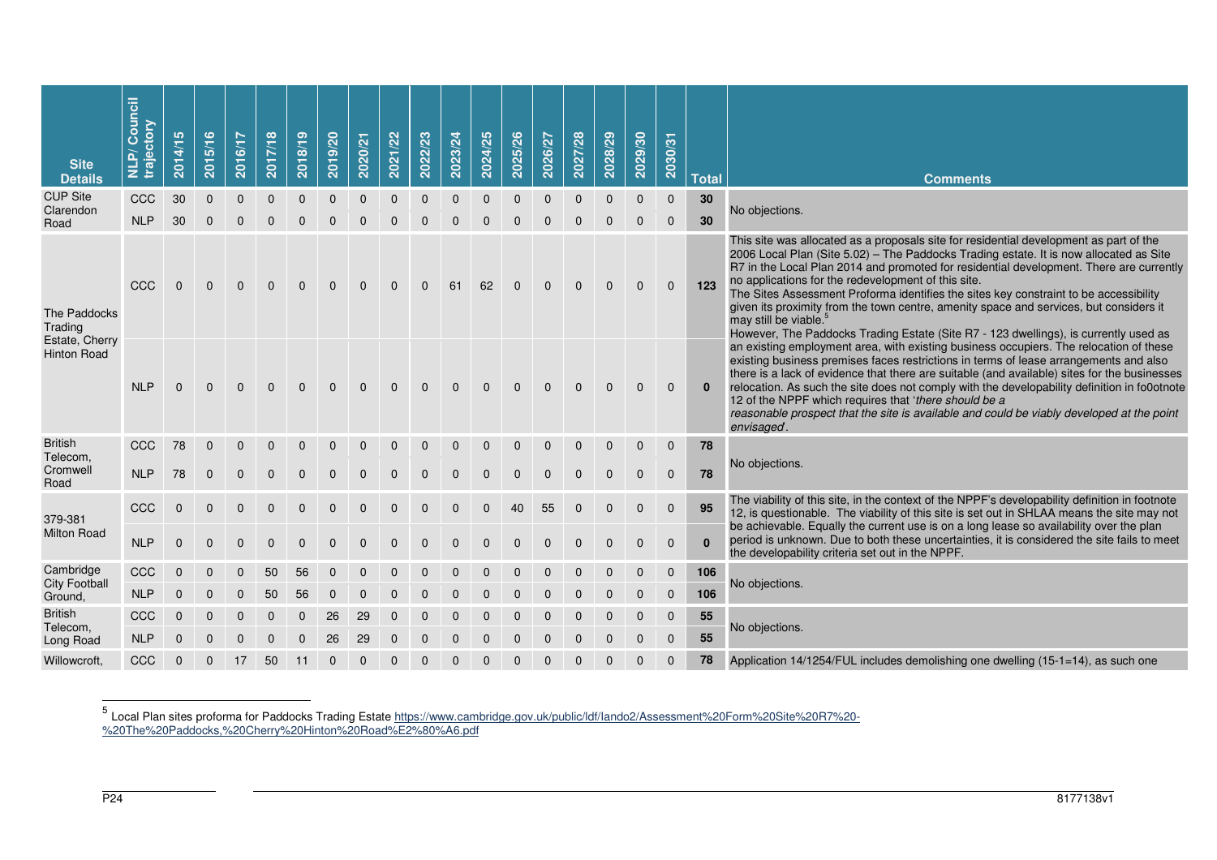| Site Details | NLP/ Council trajectory | 2014/15 | 2015/16 | 2016/17 | 2017/18 | 2018/19 | 2019/20 | 2020/21 | 2021/22 | 2022/23 | 2023/24 | 2024/25 | 2025/26 | 2026/27 | 2027/28 | 2028/29 | 2029/30 | 2030/31 | Total | Comments |
|---|---|---|---|---|---|---|---|---|---|---|---|---|---|---|---|---|---|---|---|---|
| CUP Site Clarendon Road | CCC | 30 | 0 | 0 | 0 | 0 | 0 | 0 | 0 | 0 | 0 | 0 | 0 | 0 | 0 | 0 | 0 | 0 | **30** | No objections. |
| | NLP | 30 | 0 | 0 | 0 | 0 | 0 | 0 | 0 | 0 | 0 | 0 | 0 | 0 | 0 | 0 | 0 | 0 | **30** | |
| The Paddocks Trading Estate, Cherry Hinton Road | CCC | 0 | 0 | 0 | 0 | 0 | 0 | 0 | 0 | 0 | 61 | 62 | 0 | 0 | 0 | 0 | 0 | 0 | **123** | This site was allocated as a proposals site for residential development as part of the 2006 Local Plan (Site 5.02) – The Paddocks Trading estate. It is now allocated as Site R7 in the Local Plan 2014 and promoted for residential development. There are currently no applications for the redevelopment of this site. The Sites Assessment Proforma identifies the sites key constraint to be accessibility given its proximity from the town centre, amenity space and services, but considers it may still be viable.[5] However, The Paddocks Trading Estate (Site R7 - 123 dwellings), is currently used as an existing employment area, with existing business occupiers. The relocation of these existing business premises faces restrictions in terms of lease arrangements and also there is a lack of evidence that there are suitable (and available) sites for the businesses relocation. As such the site does not comply with the developability definition in fo0otnote 12 of the NPPF which requires that '*there should be a reasonable prospect that the site is available and could be viably developed at the point envisaged*'. |
| | NLP | 0 | 0 | 0 | 0 | 0 | 0 | 0 | 0 | 0 | 0 | 0 | 0 | 0 | 0 | 0 | 0 | 0 | **0** | |
| British Telecom, Cromwell Road | CCC | 78 | 0 | 0 | 0 | 0 | 0 | 0 | 0 | 0 | 0 | 0 | 0 | 0 | 0 | 0 | 0 | 0 | **78** | No objections. |
| | NLP | 78 | 0 | 0 | 0 | 0 | 0 | 0 | 0 | 0 | 0 | 0 | 0 | 0 | 0 | 0 | 0 | 0 | **78** | |
| 379-381 Milton Road | CCC | 0 | 0 | 0 | 0 | 0 | 0 | 0 | 0 | 0 | 0 | 0 | 40 | 55 | 0 | 0 | 0 | 0 | **95** | The viability of this site, in the context of the NPPF's developability definition in footnote 12, is questionable. The viability of this site is set out in SHLAA means the site may not be achievable. Equally the current use is on a long lease so availability over the plan period is unknown. Due to both these uncertainties, it is considered the site fails to meet the developability criteria set out in the NPPF. |
| | NLP | 0 | 0 | 0 | 0 | 0 | 0 | 0 | 0 | 0 | 0 | 0 | 0 | 0 | 0 | 0 | 0 | 0 | **0** | |
| Cambridge City Football Ground, | CCC | 0 | 0 | 0 | 50 | 56 | 0 | 0 | 0 | 0 | 0 | 0 | 0 | 0 | 0 | 0 | 0 | 0 | **106** | No objections. |
| | NLP | 0 | 0 | 0 | 50 | 56 | 0 | 0 | 0 | 0 | 0 | 0 | 0 | 0 | 0 | 0 | 0 | 0 | **106** | |
| British Telecom, Long Road | CCC | 0 | 0 | 0 | 0 | 0 | 26 | 29 | 0 | 0 | 0 | 0 | 0 | 0 | 0 | 0 | 0 | 0 | **55** | No objections. |
| | NLP | 0 | 0 | 0 | 0 | 0 | 26 | 29 | 0 | 0 | 0 | 0 | 0 | 0 | 0 | 0 | 0 | 0 | **55** | |
| Willowcroft, | CCC | 0 | 0 | 17 | 50 | 11 | 0 | 0 | 0 | 0 | 0 | 0 | 0 | 0 | 0 | 0 | 0 | 0 | **78** | Application 14/1254/FUL includes demolishing one dwelling (15-1=14), as such one |

[5] Local Plan sites proforma for Paddocks Trading Estate https://www.cambridge.gov.uk/public/ldf/lando2/Assessment%20Form%20Site%20R7%20-%20The%20Paddocks,%20Cherry%20Hinton%20Road%E2%80%A6.pdf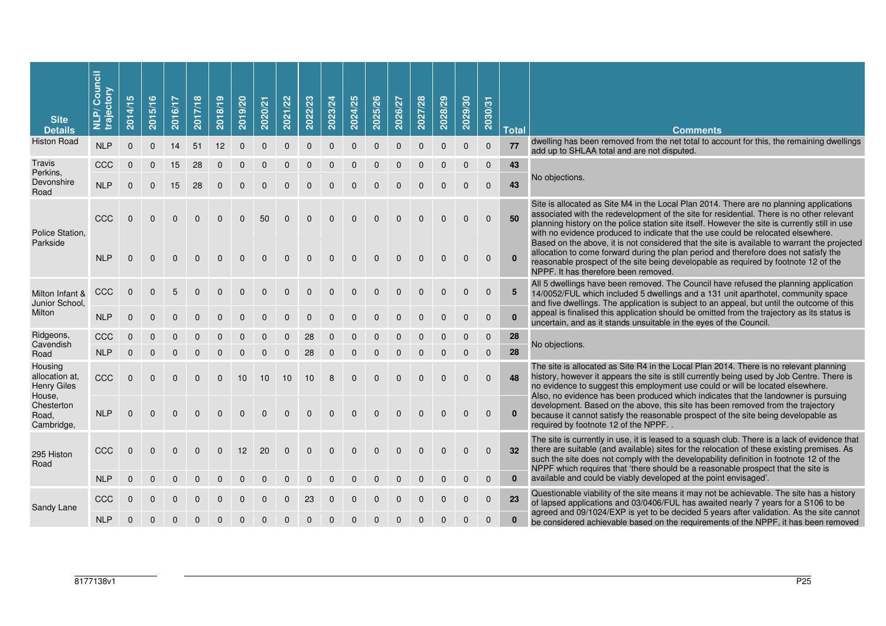| Site Details | NLP/ Council trajectory | 2014/15 | 2015/16 | 2016/17 | 2017/18 | 2018/19 | 2019/20 | 2020/21 | 2021/22 | 2022/23 | 2023/24 | 2024/25 | 2025/26 | 2026/27 | 2027/28 | 2028/29 | 2029/30 | 2030/31 | Total | Comments |
|---|---|---|---|---|---|---|---|---|---|---|---|---|---|---|---|---|---|---|---|---|
| Histon Road | NLP | 0 | 0 | 14 | 51 | 12 | 0 | 0 | 0 | 0 | 0 | 0 | 0 | 0 | 0 | 0 | 0 | 0 | 77 | dwelling has been removed from the net total to account for this, the remaining dwellings add up to SHLAA total and are not disputed. |
| Travis Perkins, Devonshire Road | CCC | 0 | 0 | 15 | 28 | 0 | 0 | 0 | 0 | 0 | 0 | 0 | 0 | 0 | 0 | 0 | 0 | 0 | 43 | No objections. |
| | NLP | 0 | 0 | 15 | 28 | 0 | 0 | 0 | 0 | 0 | 0 | 0 | 0 | 0 | 0 | 0 | 0 | 0 | 43 | |
| Police Station, Parkside | CCC | 0 | 0 | 0 | 0 | 0 | 0 | 50 | 0 | 0 | 0 | 0 | 0 | 0 | 0 | 0 | 0 | 0 | 50 | Site is allocated as Site M4 in the Local Plan 2014. There are no planning applications associated with the redevelopment of the site for residential. There is no other relevant planning history on the police station site itself. However the site is currently still in use with no evidence produced to indicate that the use could be relocated elsewhere. Based on the above, it is not considered that the site is available to warrant the projected allocation to come forward during the plan period and therefore does not satisfy the reasonable prospect of the site being developable as required by footnote 12 of the NPPF. It has therefore been removed. |
| | NLP | 0 | 0 | 0 | 0 | 0 | 0 | 0 | 0 | 0 | 0 | 0 | 0 | 0 | 0 | 0 | 0 | 0 | 0 | |
| Milton Infant & Junior School, Milton | CCC | 0 | 0 | 5 | 0 | 0 | 0 | 0 | 0 | 0 | 0 | 0 | 0 | 0 | 0 | 0 | 0 | 0 | 5 | All 5 dwellings have been removed. The Council have refused the planning application 14/0052/FUL which included 5 dwellings and a 131 unit aparthotel, community space and five dwellings. The application is subject to an appeal, but until the outcome of this appeal is finalised this application should be omitted from the trajectory as its status is uncertain, and as it stands unsuitable in the eyes of the Council. |
| | NLP | 0 | 0 | 0 | 0 | 0 | 0 | 0 | 0 | 0 | 0 | 0 | 0 | 0 | 0 | 0 | 0 | 0 | 0 | |
| Ridgeons, Cavendish Road | CCC | 0 | 0 | 0 | 0 | 0 | 0 | 0 | 0 | 28 | 0 | 0 | 0 | 0 | 0 | 0 | 0 | 0 | 28 | No objections. |
| | NLP | 0 | 0 | 0 | 0 | 0 | 0 | 0 | 0 | 28 | 0 | 0 | 0 | 0 | 0 | 0 | 0 | 0 | 28 | |
| Housing allocation at, Henry Giles House, Chesterton Road, Cambridge, | CCC | 0 | 0 | 0 | 0 | 0 | 10 | 10 | 10 | 10 | 8 | 0 | 0 | 0 | 0 | 0 | 0 | 0 | 48 | The site is allocated as Site R4 in the Local Plan 2014. There is no relevant planning history, however it appears the site is still currently being used by Job Centre. There is no evidence to suggest this employment use could or will be located elsewhere. Also, no evidence has been produced which indicates that the landowner is pursuing development. Based on the above, this site has been removed from the trajectory because it cannot satisfy the reasonable prospect of the site being developable as required by footnote 12 of the NPPF. . |
| | NLP | 0 | 0 | 0 | 0 | 0 | 0 | 0 | 0 | 0 | 0 | 0 | 0 | 0 | 0 | 0 | 0 | 0 | 0 | |
| 295 Histon Road | CCC | 0 | 0 | 0 | 0 | 0 | 12 | 20 | 0 | 0 | 0 | 0 | 0 | 0 | 0 | 0 | 0 | 0 | 32 | The site is currently in use, it is leased to a squash club. There is a lack of evidence that there are suitable (and available) sites for the relocation of these existing premises. As such the site does not comply with the developability definition in footnote 12 of the NPPF which requires that 'there should be a reasonable prospect that the site is available and could be viably developed at the point envisaged'. |
| | NLP | 0 | 0 | 0 | 0 | 0 | 0 | 0 | 0 | 0 | 0 | 0 | 0 | 0 | 0 | 0 | 0 | 0 | 0 | |
| Sandy Lane | CCC | 0 | 0 | 0 | 0 | 0 | 0 | 0 | 0 | 23 | 0 | 0 | 0 | 0 | 0 | 0 | 0 | 0 | 23 | Questionable viability of the site means it may not be achievable. The site has a history of lapsed applications and 03/0406/FUL has awaited nearly 7 years for a S106 to be agreed and 09/1024/EXP is yet to be decided 5 years after validation. As the site cannot be considered achievable based on the requirements of the NPPF, it has been removed |
| | NLP | 0 | 0 | 0 | 0 | 0 | 0 | 0 | 0 | 0 | 0 | 0 | 0 | 0 | 0 | 0 | 0 | 0 | 0 | |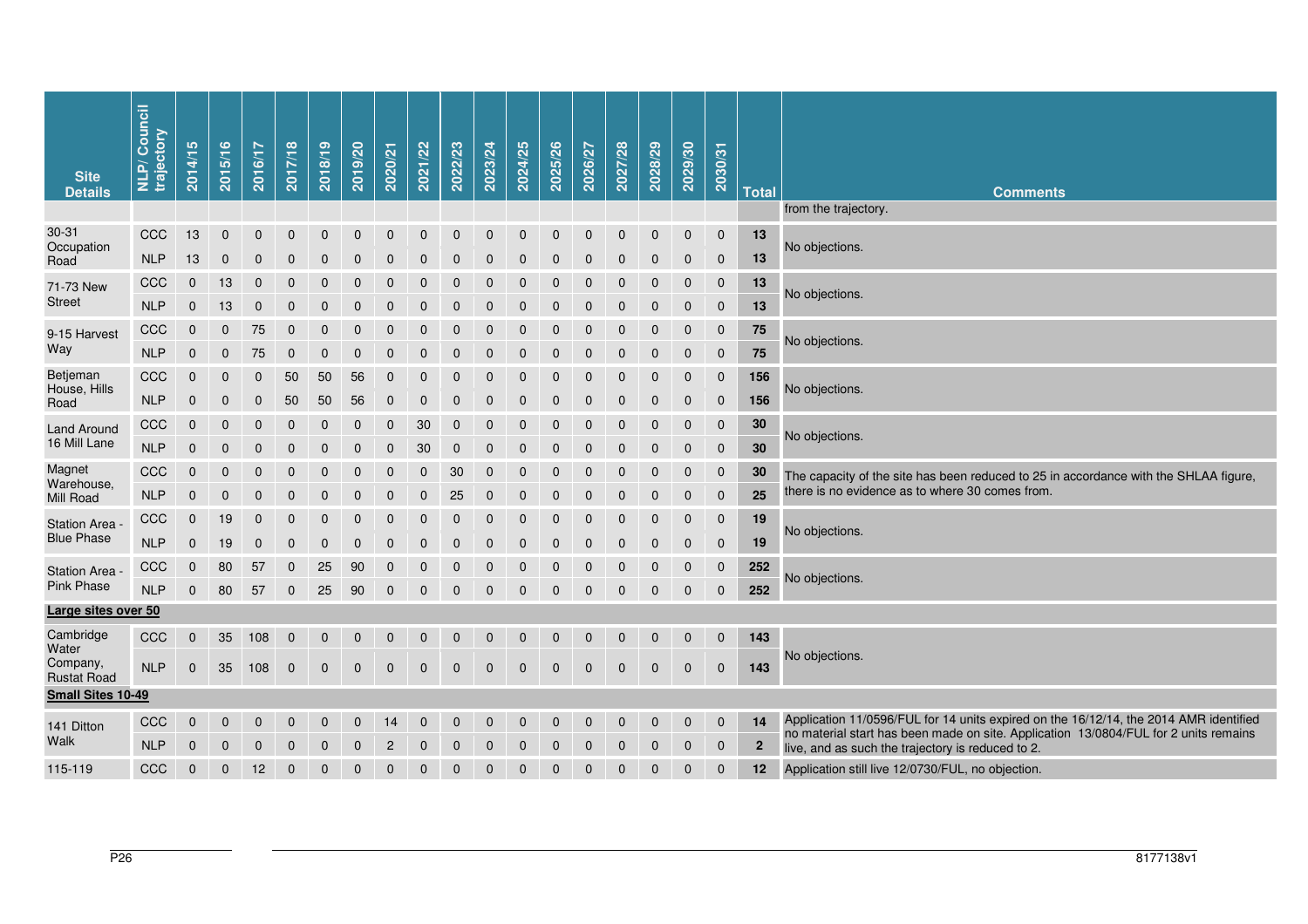| Site Details | NLP/ Council trajectory | 2014/15 | 2015/16 | 2016/17 | 2017/18 | 2018/19 | 2019/20 | 2020/21 | 2021/22 | 2022/23 | 2023/24 | 2024/25 | 2025/26 | 2026/27 | 2027/28 | 2028/29 | 2029/30 | 2030/31 | Total | Comments |
|---|---|---|---|---|---|---|---|---|---|---|---|---|---|---|---|---|---|---|---|---|
| | | | | | | | | | | | | | | | | | | | | from the trajectory. |
| 30-31 Occupation Road | CCC | 13 | 0 | 0 | 0 | 0 | 0 | 0 | 0 | 0 | 0 | 0 | 0 | 0 | 0 | 0 | 0 | 0 | 13 | No objections. |
| | NLP | 13 | 0 | 0 | 0 | 0 | 0 | 0 | 0 | 0 | 0 | 0 | 0 | 0 | 0 | 0 | 0 | 0 | 13 | |
| 71-73 New Street | CCC | 0 | 13 | 0 | 0 | 0 | 0 | 0 | 0 | 0 | 0 | 0 | 0 | 0 | 0 | 0 | 0 | 0 | 13 | No objections. |
| | NLP | 0 | 13 | 0 | 0 | 0 | 0 | 0 | 0 | 0 | 0 | 0 | 0 | 0 | 0 | 0 | 0 | 0 | 13 | |
| 9-15 Harvest Way | CCC | 0 | 0 | 75 | 0 | 0 | 0 | 0 | 0 | 0 | 0 | 0 | 0 | 0 | 0 | 0 | 0 | 0 | 75 | No objections. |
| | NLP | 0 | 0 | 75 | 0 | 0 | 0 | 0 | 0 | 0 | 0 | 0 | 0 | 0 | 0 | 0 | 0 | 0 | 75 | |
| Betjeman House, Hills Road | CCC | 0 | 0 | 0 | 50 | 50 | 56 | 0 | 0 | 0 | 0 | 0 | 0 | 0 | 0 | 0 | 0 | 0 | 156 | No objections. |
| | NLP | 0 | 0 | 0 | 50 | 50 | 56 | 0 | 0 | 0 | 0 | 0 | 0 | 0 | 0 | 0 | 0 | 0 | 156 | |
| Land Around 16 Mill Lane | CCC | 0 | 0 | 0 | 0 | 0 | 0 | 0 | 30 | 0 | 0 | 0 | 0 | 0 | 0 | 0 | 0 | 0 | 30 | No objections. |
| | NLP | 0 | 0 | 0 | 0 | 0 | 0 | 0 | 30 | 0 | 0 | 0 | 0 | 0 | 0 | 0 | 0 | 0 | 30 | |
| Magnet Warehouse, Mill Road | CCC | 0 | 0 | 0 | 0 | 0 | 0 | 0 | 0 | 30 | 0 | 0 | 0 | 0 | 0 | 0 | 0 | 0 | 30 | The capacity of the site has been reduced to 25 in accordance with the SHLAA figure, there is no evidence as to where 30 comes from. |
| | NLP | 0 | 0 | 0 | 0 | 0 | 0 | 0 | 0 | 25 | 0 | 0 | 0 | 0 | 0 | 0 | 0 | 0 | 25 | |
| Station Area - Blue Phase | CCC | 0 | 19 | 0 | 0 | 0 | 0 | 0 | 0 | 0 | 0 | 0 | 0 | 0 | 0 | 0 | 0 | 0 | 19 | No objections. |
| | NLP | 0 | 19 | 0 | 0 | 0 | 0 | 0 | 0 | 0 | 0 | 0 | 0 | 0 | 0 | 0 | 0 | 0 | 19 | |
| Station Area - Pink Phase | CCC | 0 | 80 | 57 | 0 | 25 | 90 | 0 | 0 | 0 | 0 | 0 | 0 | 0 | 0 | 0 | 0 | 0 | 252 | No objections. |
| | NLP | 0 | 80 | 57 | 0 | 25 | 90 | 0 | 0 | 0 | 0 | 0 | 0 | 0 | 0 | 0 | 0 | 0 | 252 | |
| **Large sites over 50** | | | | | | | | | | | | | | | | | | | | |
| Cambridge Water Company, Rustat Road | CCC | 0 | 35 | 108 | 0 | 0 | 0 | 0 | 0 | 0 | 0 | 0 | 0 | 0 | 0 | 0 | 0 | 0 | 143 | No objections. |
| | NLP | 0 | 35 | 108 | 0 | 0 | 0 | 0 | 0 | 0 | 0 | 0 | 0 | 0 | 0 | 0 | 0 | 0 | 143 | |
| **Small Sites 10-49** | | | | | | | | | | | | | | | | | | | | |
| 141 Ditton Walk | CCC | 0 | 0 | 0 | 0 | 0 | 0 | 14 | 0 | 0 | 0 | 0 | 0 | 0 | 0 | 0 | 0 | 0 | 14 | Application 11/0596/FUL for 14 units expired on the 16/12/14, the 2014 AMR identified no material start has been made on site. Application 13/0804/FUL for 2 units remains live, and as such the trajectory is reduced to 2. |
| | NLP | 0 | 0 | 0 | 0 | 0 | 0 | 2 | 0 | 0 | 0 | 0 | 0 | 0 | 0 | 0 | 0 | 0 | 2 | |
| 115-119 | CCC | 0 | 0 | 12 | 0 | 0 | 0 | 0 | 0 | 0 | 0 | 0 | 0 | 0 | 0 | 0 | 0 | 0 | 12 | Application still live 12/0730/FUL, no objection. |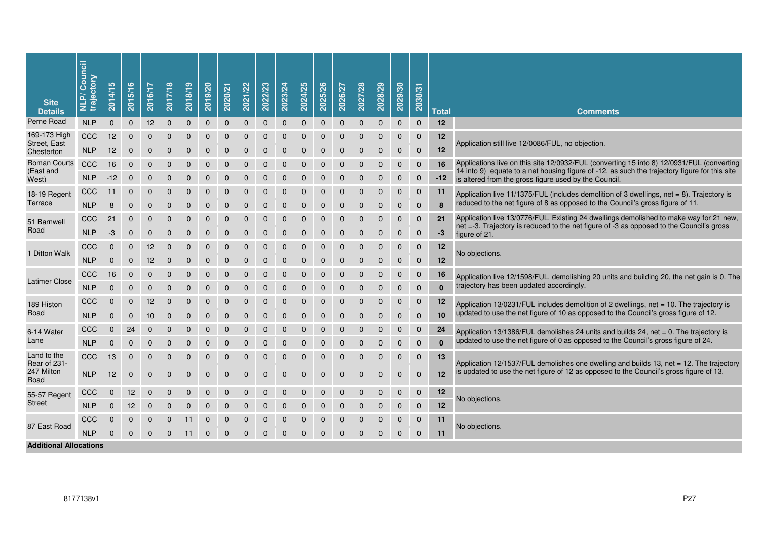| Site Details | NLP/ Council trajectory | 2014/15 | 2015/16 | 2016/17 | 2017/18 | 2018/19 | 2019/20 | 2020/21 | 2021/22 | 2022/23 | 2023/24 | 2024/25 | 2025/26 | 2026/27 | 2027/28 | 2028/29 | 2029/30 | 2030/31 | Total | Comments |
|---|---|---|---|---|---|---|---|---|---|---|---|---|---|---|---|---|---|---|---|---|
| Perne Road | NLP | 0 | 0 | 12 | 0 | 0 | 0 | 0 | 0 | 0 | 0 | 0 | 0 | 0 | 0 | 0 | 0 | 0 | **12** | |
| 169-173 High Street, East Chesterton | CCC | 12 | 0 | 0 | 0 | 0 | 0 | 0 | 0 | 0 | 0 | 0 | 0 | 0 | 0 | 0 | 0 | 0 | **12** | Application still live 12/0086/FUL, no objection. |
| | NLP | 12 | 0 | 0 | 0 | 0 | 0 | 0 | 0 | 0 | 0 | 0 | 0 | 0 | 0 | 0 | 0 | 0 | **12** | |
| Roman Courts (East and West) | CCC | 16 | 0 | 0 | 0 | 0 | 0 | 0 | 0 | 0 | 0 | 0 | 0 | 0 | 0 | 0 | 0 | 0 | **16** | Applications live on this site 12/0932/FUL (converting 15 into 8) 12/0931/FUL (converting 14 into 9) equate to a net housing figure of -12, as such the trajectory figure for this site is altered from the gross figure used by the Council. |
| | NLP | -12 | 0 | 0 | 0 | 0 | 0 | 0 | 0 | 0 | 0 | 0 | 0 | 0 | 0 | 0 | 0 | 0 | **-12** | |
| 18-19 Regent Terrace | CCC | 11 | 0 | 0 | 0 | 0 | 0 | 0 | 0 | 0 | 0 | 0 | 0 | 0 | 0 | 0 | 0 | 0 | **11** | Application live 11/1375/FUL (includes demolition of 3 dwellings, net = 8). Trajectory is reduced to the net figure of 8 as opposed to the Council's gross figure of 11. |
| | NLP | 8 | 0 | 0 | 0 | 0 | 0 | 0 | 0 | 0 | 0 | 0 | 0 | 0 | 0 | 0 | 0 | 0 | **8** | |
| 51 Barnwell Road | CCC | 21 | 0 | 0 | 0 | 0 | 0 | 0 | 0 | 0 | 0 | 0 | 0 | 0 | 0 | 0 | 0 | 0 | **21** | Application live 13/0776/FUL. Existing 24 dwellings demolished to make way for 21 new, net =-3. Trajectory is reduced to the net figure of -3 as opposed to the Council's gross figure of 21. |
| | NLP | -3 | 0 | 0 | 0 | 0 | 0 | 0 | 0 | 0 | 0 | 0 | 0 | 0 | 0 | 0 | 0 | 0 | **-3** | |
| 1 Ditton Walk | CCC | 0 | 0 | 12 | 0 | 0 | 0 | 0 | 0 | 0 | 0 | 0 | 0 | 0 | 0 | 0 | 0 | 0 | **12** | No objections. |
| | NLP | 0 | 0 | 12 | 0 | 0 | 0 | 0 | 0 | 0 | 0 | 0 | 0 | 0 | 0 | 0 | 0 | 0 | **12** | |
| Latimer Close | CCC | 16 | 0 | 0 | 0 | 0 | 0 | 0 | 0 | 0 | 0 | 0 | 0 | 0 | 0 | 0 | 0 | 0 | **16** | Application live 12/1598/FUL, demolishing 20 units and building 20, the net gain is 0. The trajectory has been updated accordingly. |
| | NLP | 0 | 0 | 0 | 0 | 0 | 0 | 0 | 0 | 0 | 0 | 0 | 0 | 0 | 0 | 0 | 0 | 0 | **0** | |
| 189 Histon Road | CCC | 0 | 0 | 12 | 0 | 0 | 0 | 0 | 0 | 0 | 0 | 0 | 0 | 0 | 0 | 0 | 0 | 0 | **12** | Application 13/0231/FUL includes demolition of 2 dwellings, net = 10. The trajectory is updated to use the net figure of 10 as opposed to the Council's gross figure of 12. |
| | NLP | 0 | 0 | 10 | 0 | 0 | 0 | 0 | 0 | 0 | 0 | 0 | 0 | 0 | 0 | 0 | 0 | 0 | **10** | |
| 6-14 Water Lane | CCC | 0 | 24 | 0 | 0 | 0 | 0 | 0 | 0 | 0 | 0 | 0 | 0 | 0 | 0 | 0 | 0 | 0 | **24** | Application 13/1386/FUL demolishes 24 units and builds 24, net = 0. The trajectory is updated to use the net figure of 0 as opposed to the Council's gross figure of 24. |
| | NLP | 0 | 0 | 0 | 0 | 0 | 0 | 0 | 0 | 0 | 0 | 0 | 0 | 0 | 0 | 0 | 0 | 0 | **0** | |
| Land to the Rear of 231-247 Milton Road | CCC | 13 | 0 | 0 | 0 | 0 | 0 | 0 | 0 | 0 | 0 | 0 | 0 | 0 | 0 | 0 | 0 | 0 | **13** | Application 12/1537/FUL demolishes one dwelling and builds 13, net = 12. The trajectory is updated to use the net figure of 12 as opposed to the Council's gross figure of 13. |
| | NLP | 12 | 0 | 0 | 0 | 0 | 0 | 0 | 0 | 0 | 0 | 0 | 0 | 0 | 0 | 0 | 0 | 0 | **12** | |
| 55-57 Regent Street | CCC | 0 | 12 | 0 | 0 | 0 | 0 | 0 | 0 | 0 | 0 | 0 | 0 | 0 | 0 | 0 | 0 | 0 | **12** | No objections. |
| | NLP | 0 | 12 | 0 | 0 | 0 | 0 | 0 | 0 | 0 | 0 | 0 | 0 | 0 | 0 | 0 | 0 | 0 | **12** | |
| 87 East Road | CCC | 0 | 0 | 0 | 0 | 11 | 0 | 0 | 0 | 0 | 0 | 0 | 0 | 0 | 0 | 0 | 0 | 0 | **11** | No objections. |
| | NLP | 0 | 0 | 0 | 0 | 11 | 0 | 0 | 0 | 0 | 0 | 0 | 0 | 0 | 0 | 0 | 0 | 0 | **11** | |
| **Additional Allocations** | | | | | | | | | | | | | | | | | | | | |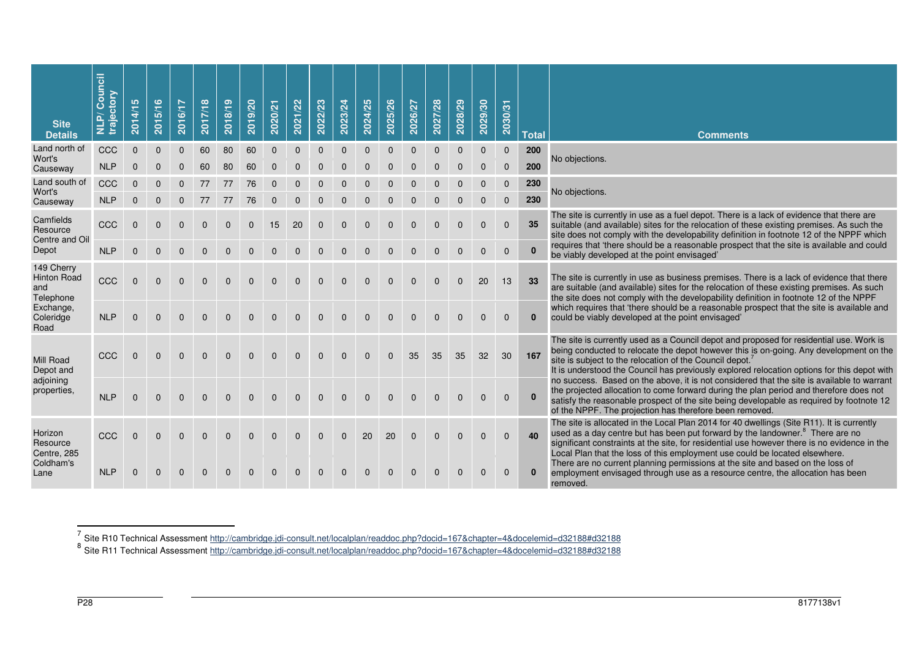| Site Details | NLP/ Council trajectory | 2014/15 | 2015/16 | 2016/17 | 2017/18 | 2018/19 | 2019/20 | 2020/21 | 2021/22 | 2022/23 | 2023/24 | 2024/25 | 2025/26 | 2026/27 | 2027/28 | 2028/29 | 2029/30 | 2030/31 | Total | Comments |
|---|---|---|---|---|---|---|---|---|---|---|---|---|---|---|---|---|---|---|---|---|
| Land north of Wort's Causeway | CCC | 0 | 0 | 0 | 60 | 80 | 60 | 0 | 0 | 0 | 0 | 0 | 0 | 0 | 0 | 0 | 0 | 0 | **200** | No objections. |
| | NLP | 0 | 0 | 0 | 60 | 80 | 60 | 0 | 0 | 0 | 0 | 0 | 0 | 0 | 0 | 0 | 0 | 0 | **200** | |
| Land south of Wort's Causeway | CCC | 0 | 0 | 0 | 77 | 77 | 76 | 0 | 0 | 0 | 0 | 0 | 0 | 0 | 0 | 0 | 0 | 0 | **230** | No objections. |
| | NLP | 0 | 0 | 0 | 77 | 77 | 76 | 0 | 0 | 0 | 0 | 0 | 0 | 0 | 0 | 0 | 0 | 0 | **230** | |
| Camfields Resource Centre and Oil Depot | CCC | 0 | 0 | 0 | 0 | 0 | 0 | 15 | 20 | 0 | 0 | 0 | 0 | 0 | 0 | 0 | 0 | 0 | **35** | The site is currently in use as a fuel depot. There is a lack of evidence that there are suitable (and available) sites for the relocation of these existing premises. As such the site does not comply with the developability definition in footnote 12 of the NPPF which requires that 'there should be a reasonable prospect that the site is available and could be viably developed at the point envisaged' |
| | NLP | 0 | 0 | 0 | 0 | 0 | 0 | 0 | 0 | 0 | 0 | 0 | 0 | 0 | 0 | 0 | 0 | 0 | **0** | |
| 149 Cherry Hinton Road and Telephone Exchange, Coleridge Road | CCC | 0 | 0 | 0 | 0 | 0 | 0 | 0 | 0 | 0 | 0 | 0 | 0 | 0 | 0 | 0 | 20 | 13 | **33** | The site is currently in use as business premises. There is a lack of evidence that there are suitable (and available) sites for the relocation of these existing premises. As such the site does not comply with the developability definition in footnote 12 of the NPPF which requires that 'there should be a reasonable prospect that the site is available and could be viably developed at the point envisaged' |
| | NLP | 0 | 0 | 0 | 0 | 0 | 0 | 0 | 0 | 0 | 0 | 0 | 0 | 0 | 0 | 0 | 0 | 0 | **0** | |
| Mill Road Depot and adjoining properties, | CCC | 0 | 0 | 0 | 0 | 0 | 0 | 0 | 0 | 0 | 0 | 0 | 0 | 35 | 35 | 35 | 32 | 30 | **167** | The site is currently used as a Council depot and proposed for residential use. Work is being conducted to relocate the depot however this is on-going. Any development on the site is subject to the relocation of the Council depot.[7] It is understood the Council has previously explored relocation options for this depot with no success. Based on the above, it is not considered that the site is available to warrant the projected allocation to come forward during the plan period and therefore does not satisfy the reasonable prospect of the site being developable as required by footnote 12 of the NPPF. The projection has therefore been removed. |
| | NLP | 0 | 0 | 0 | 0 | 0 | 0 | 0 | 0 | 0 | 0 | 0 | 0 | 0 | 0 | 0 | 0 | 0 | **0** | |
| Horizon Resource Centre, 285 Coldham's Lane | CCC | 0 | 0 | 0 | 0 | 0 | 0 | 0 | 0 | 0 | 0 | 20 | 20 | 0 | 0 | 0 | 0 | 0 | **40** | The site is allocated in the Local Plan 2014 for 40 dwellings (Site R11). It is currently used as a day centre but has been put forward by the landowner.[8] There are no significant constraints at the site, for residential use however there is no evidence in the Local Plan that the loss of this employment use could be located elsewhere. There are no current planning permissions at the site and based on the loss of employment envisaged through use as a resource centre, the allocation has been removed. |
| | NLP | 0 | 0 | 0 | 0 | 0 | 0 | 0 | 0 | 0 | 0 | 0 | 0 | 0 | 0 | 0 | 0 | 0 | **0** | |

[7] Site R10 Technical Assessment http://cambridge.jdi-consult.net/localplan/readdoc.php?docid=167&chapter=4&docelemid=d32188#d32188

[8] Site R11 Technical Assessment http://cambridge.jdi-consult.net/localplan/readdoc.php?docid=167&chapter=4&docelemid=d32188#d32188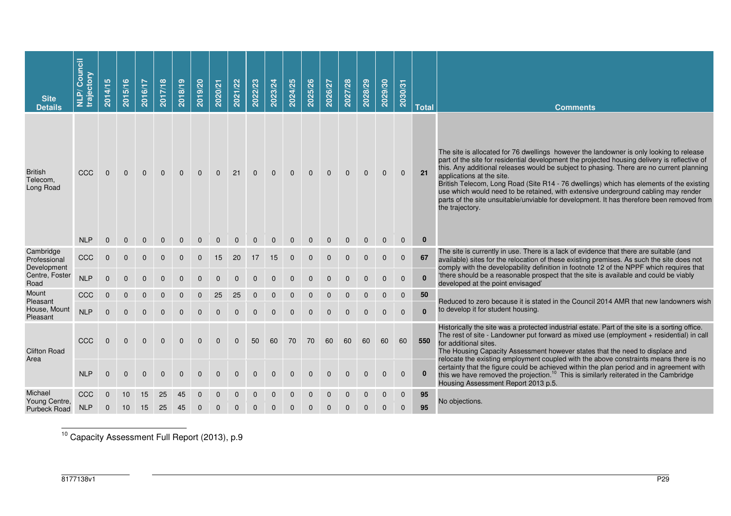| Site Details | NLP/ Council trajectory | 2014/15 | 2015/16 | 2016/17 | 2017/18 | 2018/19 | 2019/20 | 2020/21 | 2021/22 | 2022/23 | 2023/24 | 2024/25 | 2025/26 | 2026/27 | 2027/28 | 2028/29 | 2029/30 | 2030/31 | Total | Comments |
|---|---|---|---|---|---|---|---|---|---|---|---|---|---|---|---|---|---|---|---|---|
| British Telecom, Long Road | CCC | 0 | 0 | 0 | 0 | 0 | 0 | 0 | 21 | 0 | 0 | 0 | 0 | 0 | 0 | 0 | 0 | 0 | **21** | The site is allocated for 76 dwellings however the landowner is only looking to release part of the site for residential development the projected housing delivery is reflective of this. Any additional releases would be subject to phasing. There are no current planning applications at the site. British Telecom, Long Road (Site R14 - 76 dwellings) which has elements of the existing use which would need to be retained, with extensive underground cabling may render parts of the site unsuitable/unviable for development. It has therefore been removed from the trajectory. |
| | NLP | 0 | 0 | 0 | 0 | 0 | 0 | 0 | 0 | 0 | 0 | 0 | 0 | 0 | 0 | 0 | 0 | 0 | **0** | |
| Cambridge Professional Development Centre, Foster Road | CCC | 0 | 0 | 0 | 0 | 0 | 0 | 15 | 20 | 17 | 15 | 0 | 0 | 0 | 0 | 0 | 0 | 0 | **67** | The site is currently in use. There is a lack of evidence that there are suitable (and available) sites for the relocation of these existing premises. As such the site does not comply with the developability definition in footnote 12 of the NPPF which requires that 'there should be a reasonable prospect that the site is available and could be viably developed at the point envisaged' |
| | NLP | 0 | 0 | 0 | 0 | 0 | 0 | 0 | 0 | 0 | 0 | 0 | 0 | 0 | 0 | 0 | 0 | 0 | **0** | |
| Mount Pleasant House, Mount Pleasant | CCC | 0 | 0 | 0 | 0 | 0 | 0 | 25 | 25 | 0 | 0 | 0 | 0 | 0 | 0 | 0 | 0 | 0 | **50** | Reduced to zero because it is stated in the Council 2014 AMR that new landowners wish to develop it for student housing. |
| | NLP | 0 | 0 | 0 | 0 | 0 | 0 | 0 | 0 | 0 | 0 | 0 | 0 | 0 | 0 | 0 | 0 | 0 | **0** | |
| Clifton Road Area | CCC | 0 | 0 | 0 | 0 | 0 | 0 | 0 | 0 | 50 | 60 | 70 | 70 | 60 | 60 | 60 | 60 | 60 | **550** | Historically the site was a protected industrial estate. Part of the site is a sorting office. The rest of site - Landowner put forward as mixed use (employment + residential) in call for additional sites. The Housing Capacity Assessment however states that the need to displace and relocate the existing employment coupled with the above constraints means there is no certainty that the figure could be achieved within the plan period and in agreement with this we have removed the projection.[10] This is similarly reiterated in the Cambridge Housing Assessment Report 2013 p.5. |
| | NLP | 0 | 0 | 0 | 0 | 0 | 0 | 0 | 0 | 0 | 0 | 0 | 0 | 0 | 0 | 0 | 0 | 0 | **0** | |
| Michael Young Centre, Purbeck Road | CCC | 0 | 10 | 15 | 25 | 45 | 0 | 0 | 0 | 0 | 0 | 0 | 0 | 0 | 0 | 0 | 0 | 0 | **95** | No objections. |
| | NLP | 0 | 10 | 15 | 25 | 45 | 0 | 0 | 0 | 0 | 0 | 0 | 0 | 0 | 0 | 0 | 0 | 0 | **95** | |

[10] Capacity Assessment Full Report (2013), p.9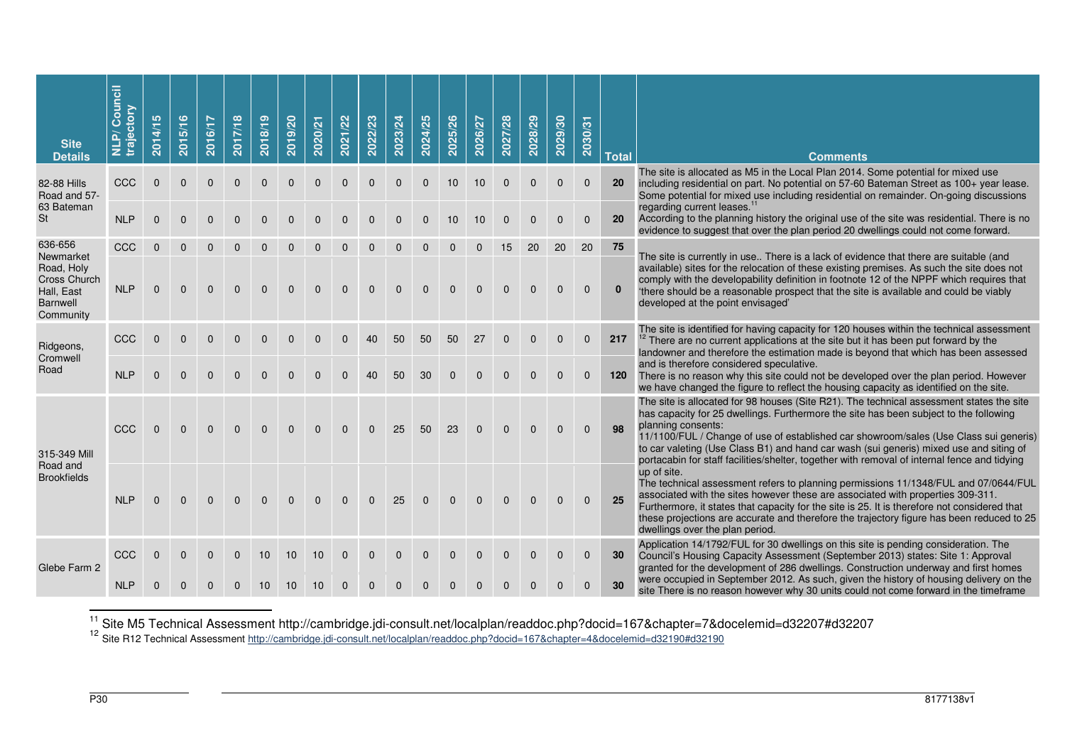| Site Details | NLP/ Council trajectory | 2014/15 | 2015/16 | 2016/17 | 2017/18 | 2018/19 | 2019/20 | 2020/21 | 2021/22 | 2022/23 | 2023/24 | 2024/25 | 2025/26 | 2026/27 | 2027/28 | 2028/29 | 2029/30 | 2030/31 | Total | Comments |
|---|---|---|---|---|---|---|---|---|---|---|---|---|---|---|---|---|---|---|---|---|
| 82-88 Hills Road and 57-63 Bateman St | CCC | 0 | 0 | 0 | 0 | 0 | 0 | 0 | 0 | 0 | 0 | 0 | 10 | 10 | 0 | 0 | 0 | 0 | **20** | The site is allocated as M5 in the Local Plan 2014. Some potential for mixed use including residential on part. No potential on 57-60 Bateman Street as 100+ year lease. Some potential for mixed use including residential on remainder. On-going discussions regarding current leases.[11] |
| | NLP | 0 | 0 | 0 | 0 | 0 | 0 | 0 | 0 | 0 | 0 | 0 | 10 | 10 | 0 | 0 | 0 | 0 | **20** | According to the planning history the original use of the site was residential. There is no evidence to suggest that over the plan period 20 dwellings could not come forward. |
| 636-656 Newmarket Road, Holy Cross Church Hall, East Barnwell Community | CCC | 0 | 0 | 0 | 0 | 0 | 0 | 0 | 0 | 0 | 0 | 0 | 0 | 0 | 15 | 20 | 20 | 20 | **75** | The site is currently in use.. There is a lack of evidence that there are suitable (and available) sites for the relocation of these existing premises. As such the site does not comply with the developability definition in footnote 12 of the NPPF which requires that 'there should be a reasonable prospect that the site is available and could be viably developed at the point envisaged' |
| | NLP | 0 | 0 | 0 | 0 | 0 | 0 | 0 | 0 | 0 | 0 | 0 | 0 | 0 | 0 | 0 | 0 | 0 | **0** | |
| Ridgeons, Cromwell Road | CCC | 0 | 0 | 0 | 0 | 0 | 0 | 0 | 0 | 40 | 50 | 50 | 50 | 27 | 0 | 0 | 0 | 0 | **217** | The site is identified for having capacity for 120 houses within the technical assessment[12] There are no current applications at the site but it has been put forward by the landowner and therefore the estimation made is beyond that which has been assessed and is therefore considered speculative. |
| | NLP | 0 | 0 | 0 | 0 | 0 | 0 | 0 | 0 | 40 | 50 | 30 | 0 | 0 | 0 | 0 | 0 | 0 | **120** | There is no reason why this site could not be developed over the plan period. However we have changed the figure to reflect the housing capacity as identified on the site. |
| 315-349 Mill Road and Brookfields | CCC | 0 | 0 | 0 | 0 | 0 | 0 | 0 | 0 | 0 | 25 | 50 | 23 | 0 | 0 | 0 | 0 | 0 | **98** | The site is allocated for 98 houses (Site R21). The technical assessment states the site has capacity for 25 dwellings. Furthermore the site has been subject to the following planning consents: 11/1100/FUL / Change of use of established car showroom/sales (Use Class sui generis) to car valeting (Use Class B1) and hand car wash (sui generis) mixed use and siting of portacabin for staff facilities/shelter, together with removal of internal fence and tidying up of site. |
| | NLP | 0 | 0 | 0 | 0 | 0 | 0 | 0 | 0 | 0 | 25 | 0 | 0 | 0 | 0 | 0 | 0 | 0 | **25** | The technical assessment refers to planning permissions 11/1348/FUL and 07/0644/FUL associated with the sites however these are associated with properties 309-311. Furthermore, it states that capacity for the site is 25. It is therefore not considered that these projections are accurate and therefore the trajectory figure has been reduced to 25 dwellings over the plan period. |
| Glebe Farm 2 | CCC | 0 | 0 | 0 | 0 | 10 | 10 | 10 | 0 | 0 | 0 | 0 | 0 | 0 | 0 | 0 | 0 | 0 | **30** | Application 14/1792/FUL for 30 dwellings on this site is pending consideration. The Council's Housing Capacity Assessment (September 2013) states: Site 1: Approval granted for the development of 286 dwellings. Construction underway and first homes were occupied in September 2012. As such, given the history of housing delivery on the site There is no reason however why 30 units could not come forward in the timeframe |
| | NLP | 0 | 0 | 0 | 0 | 10 | 10 | 10 | 0 | 0 | 0 | 0 | 0 | 0 | 0 | 0 | 0 | 0 | **30** | |

[11] Site M5 Technical Assessment http://cambridge.jdi-consult.net/localplan/readdoc.php?docid=167&chapter=7&docelemid=d32207#d32207

[12] Site R12 Technical Assessment http://cambridge.jdi-consult.net/localplan/readdoc.php?docid=167&chapter=4&docelemid=d32190#d32190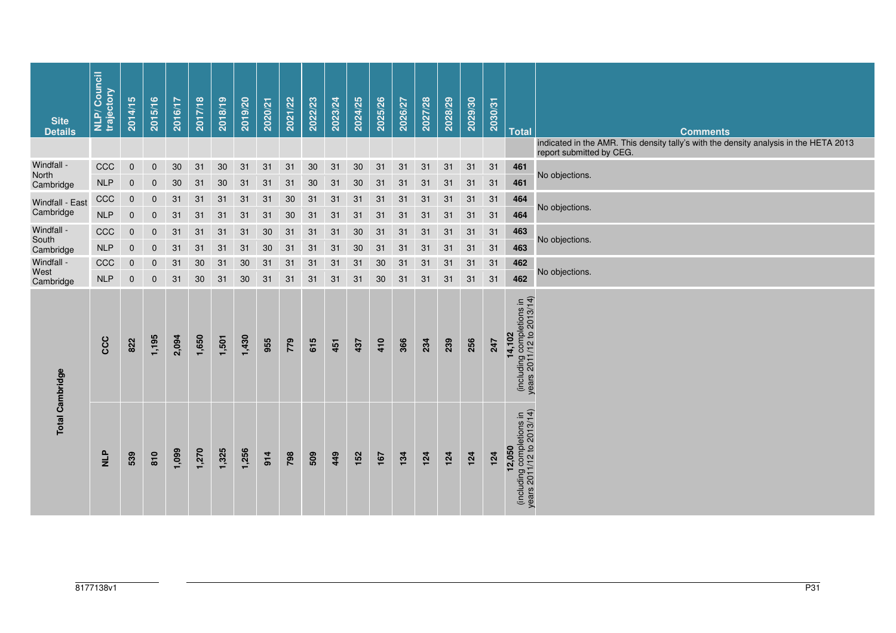| Site Details | NLP/ Council trajectory | 2014/15 | 2015/16 | 2016/17 | 2017/18 | 2018/19 | 2019/20 | 2020/21 | 2021/22 | 2022/23 | 2023/24 | 2024/25 | 2025/26 | 2026/27 | 2027/28 | 2028/29 | 2029/30 | 2030/31 | Total | Comments |
|---|---|---|---|---|---|---|---|---|---|---|---|---|---|---|---|---|---|---|---|---|
| | | | | | | | | | | | | | | | | | | | | indicated in the AMR. This density tally's with the density analysis in the HETA 2013 report submitted by CEG. |
| Windfall - North Cambridge | CCC | 0 | 0 | 30 | 31 | 30 | 31 | 31 | 31 | 30 | 31 | 30 | 31 | 31 | 31 | 31 | 31 | 31 | **461** | No objections. |
| | NLP | 0 | 0 | 30 | 31 | 30 | 31 | 31 | 31 | 30 | 31 | 30 | 31 | 31 | 31 | 31 | 31 | 31 | **461** | |
| Windfall - East Cambridge | CCC | 0 | 0 | 31 | 31 | 31 | 31 | 31 | 30 | 31 | 31 | 31 | 31 | 31 | 31 | 31 | 31 | 31 | **464** | No objections. |
| | NLP | 0 | 0 | 31 | 31 | 31 | 31 | 31 | 30 | 31 | 31 | 31 | 31 | 31 | 31 | 31 | 31 | 31 | **464** | |
| Windfall - South Cambridge | CCC | 0 | 0 | 31 | 31 | 31 | 31 | 30 | 31 | 31 | 31 | 30 | 31 | 31 | 31 | 31 | 31 | 31 | **463** | No objections. |
| | NLP | 0 | 0 | 31 | 31 | 31 | 31 | 30 | 31 | 31 | 31 | 30 | 31 | 31 | 31 | 31 | 31 | 31 | **463** | |
| Windfall - West Cambridge | CCC | 0 | 0 | 31 | 30 | 31 | 30 | 31 | 31 | 31 | 31 | 31 | 30 | 31 | 31 | 31 | 31 | 31 | **462** | No objections. |
| | NLP | 0 | 0 | 31 | 30 | 31 | 30 | 31 | 31 | 31 | 31 | 31 | 30 | 31 | 31 | 31 | 31 | 31 | **462** | |
| **Total Cambridge** | **CCC** | **822** | **1,195** | **2,094** | **1,650** | **1,501** | **1,430** | **955** | **779** | **615** | **451** | **437** | **410** | **366** | **234** | **239** | **256** | **247** | **14,102** (including completions in years 2011/12 to 2013/14) | |
| | **NLP** | **539** | **810** | **1,099** | **1,270** | **1,325** | **1,256** | **914** | **798** | **509** | **449** | **152** | **167** | **134** | **124** | **124** | **124** | **124** | **12,050** (including completions in years 2011/12 to 2013/14) | |

8177138v1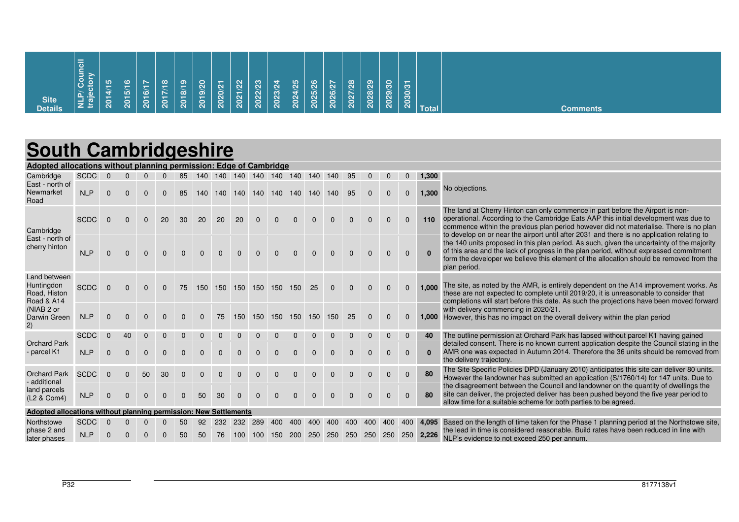| Site Details | NLP/ Council trajectory | 2014/15 | 2015/16 | 2016/17 | 2017/18 | 2018/19 | 2019/20 | 2020/21 | 2021/22 | 2022/23 | 2023/24 | 2024/25 | 2025/26 | 2026/27 | 2027/28 | 2028/29 | 2029/30 | 2030/31 | Total | Comments |
|---|---|---|---|---|---|---|---|---|---|---|---|---|---|---|---|---|---|---|---|---|
| **South Cambridgeshire** | | | | | | | | | | | | | | | | | | | | |
| **Adopted allocations without planning permission: Edge of Cambridge** | | | | | | | | | | | | | | | | | | | | |
| Cambridge East - north of Newmarket Road | SCDC | 0 | 0 | 0 | 0 | 85 | 140 | 140 | 140 | 140 | 140 | 140 | 140 | 140 | 95 | 0 | 0 | 0 | 1,300 | No objections. |
| | NLP | 0 | 0 | 0 | 0 | 85 | 140 | 140 | 140 | 140 | 140 | 140 | 140 | 140 | 95 | 0 | 0 | 0 | 1,300 | |
| Cambridge East - north of cherry hinton | SCDC | 0 | 0 | 0 | 20 | 30 | 20 | 20 | 20 | 0 | 0 | 0 | 0 | 0 | 0 | 0 | 0 | 0 | 110 | The land at Cherry Hinton can only commence in part before the Airport is non-operational. According to the Cambridge Eats AAP this initial development was due to commence within the previous plan period however did not materialise. There is no plan to develop on or near the airport until after 2031 and there is no application relating to the 140 units proposed in this plan period. As such, given the uncertainty of the majority of this area and the lack of progress in the plan period, without expressed commitment form the developer we believe this element of the allocation should be removed from the plan period. |
| | NLP | 0 | 0 | 0 | 0 | 0 | 0 | 0 | 0 | 0 | 0 | 0 | 0 | 0 | 0 | 0 | 0 | 0 | 0 | |
| Land between Huntingdon Road, Histon Road & A14 (NIAB 2 or Darwin Green 2) | SCDC | 0 | 0 | 0 | 0 | 75 | 150 | 150 | 150 | 150 | 150 | 150 | 25 | 0 | 0 | 0 | 0 | 0 | 1,000 | The site, as noted by the AMR, is entirely dependent on the A14 improvement works. As these are not expected to complete until 2019/20, it is unreasonable to consider that completions will start before this date. As such the projections have been moved forward with delivery commencing in 2020/21. However, this has no impact on the overall delivery within the plan period |
| | NLP | 0 | 0 | 0 | 0 | 0 | 0 | 75 | 150 | 150 | 150 | 150 | 150 | 150 | 25 | 0 | 0 | 0 | 1,000 | |
| Orchard Park - parcel K1 | SCDC | 0 | 40 | 0 | 0 | 0 | 0 | 0 | 0 | 0 | 0 | 0 | 0 | 0 | 0 | 0 | 0 | 0 | 40 | The outline permission at Orchard Park has lapsed without parcel K1 having gained detailed consent. There is no known current application despite the Council stating in the AMR one was expected in Autumn 2014. Therefore the 36 units should be removed from the delivery trajectory. |
| | NLP | 0 | 0 | 0 | 0 | 0 | 0 | 0 | 0 | 0 | 0 | 0 | 0 | 0 | 0 | 0 | 0 | 0 | 0 | |
| Orchard Park - additional land parcels (L2 & Com4) | SCDC | 0 | 0 | 50 | 30 | 0 | 0 | 0 | 0 | 0 | 0 | 0 | 0 | 0 | 0 | 0 | 0 | 0 | 80 | The Site Specific Policies DPD (January 2010) anticipates this site can deliver 80 units. However the landowner has submitted an application (S/1760/14) for 147 units. Due to the disagreement between the Council and landowner on the quantity of dwellings the site can deliver, the projected deliver has been pushed beyond the five year period to allow time for a suitable scheme for both parties to be agreed. |
| | NLP | 0 | 0 | 0 | 0 | 0 | 50 | 30 | 0 | 0 | 0 | 0 | 0 | 0 | 0 | 0 | 0 | 0 | 80 | |
| **Adopted allocations without planning permission: New Settlements** | | | | | | | | | | | | | | | | | | | | |
| Northstowe phase 2 and later phases | SCDC | 0 | 0 | 0 | 0 | 50 | 92 | 232 | 232 | 289 | 400 | 400 | 400 | 400 | 400 | 400 | 400 | 400 | 4,095 | Based on the length of time taken for the Phase 1 planning period at the Northstowe site, the lead in time is considered reasonable. Build rates have been reduced in line with NLP's evidence to not exceed 250 per annum. |
| | NLP | 0 | 0 | 0 | 0 | 50 | 50 | 76 | 100 | 100 | 150 | 200 | 250 | 250 | 250 | 250 | 250 | 250 | 2,226 | |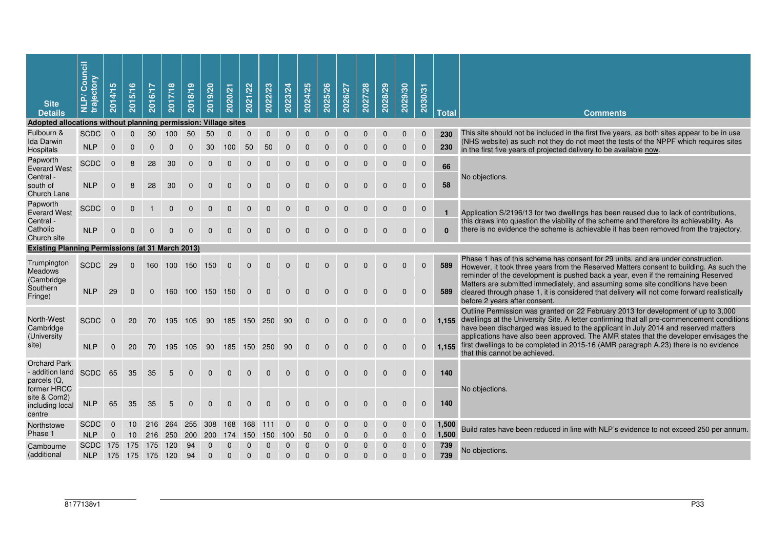| Site Details | NLP/ Council trajectory | 2014/15 | 2015/16 | 2016/17 | 2017/18 | 2018/19 | 2019/20 | 2020/21 | 2021/22 | 2022/23 | 2023/24 | 2024/25 | 2025/26 | 2026/27 | 2027/28 | 2028/29 | 2029/30 | 2030/31 | Total | Comments |
|---|---|---|---|---|---|---|---|---|---|---|---|---|---|---|---|---|---|---|---|---|
| **Adopted allocations without planning permission: Village sites** | | | | | | | | | | | | | | | | | | | | |
| Fulbourn & Ida Darwin Hospitals | SCDC | 0 | 0 | 30 | 100 | 50 | 50 | 0 | 0 | 0 | 0 | 0 | 0 | 0 | 0 | 0 | 0 | 0 | **230** | This site should not be included in the first five years, as both sites appear to be in use (NHS website) as such not they do not meet the tests of the NPPF which requires sites in the first five years of projected delivery to be available now. |
| | NLP | 0 | 0 | 0 | 0 | 0 | 30 | 100 | 50 | 50 | 0 | 0 | 0 | 0 | 0 | 0 | 0 | 0 | **230** | |
| Papworth Everard West Central - south of Church Lane | SCDC | 0 | 8 | 28 | 30 | 0 | 0 | 0 | 0 | 0 | 0 | 0 | 0 | 0 | 0 | 0 | 0 | 0 | **66** | No objections. |
| | NLP | 0 | 8 | 28 | 30 | 0 | 0 | 0 | 0 | 0 | 0 | 0 | 0 | 0 | 0 | 0 | 0 | 0 | **58** | |
| Papworth Everard West Central - Catholic Church site | SCDC | 0 | 0 | 1 | 0 | 0 | 0 | 0 | 0 | 0 | 0 | 0 | 0 | 0 | 0 | 0 | 0 | 0 | **1** | Application S/2196/13 for two dwellings has been reused due to lack of contributions, this draws into question the viability of the scheme and therefore its achievability. As there is no evidence the scheme is achievable it has been removed from the trajectory. |
| | NLP | 0 | 0 | 0 | 0 | 0 | 0 | 0 | 0 | 0 | 0 | 0 | 0 | 0 | 0 | 0 | 0 | 0 | **0** | |
| **Existing Planning Permissions (at 31 March 2013)** | | | | | | | | | | | | | | | | | | | | |
| Trumpington Meadows (Cambridge Southern Fringe) | SCDC | 29 | 0 | 160 | 100 | 150 | 150 | 0 | 0 | 0 | 0 | 0 | 0 | 0 | 0 | 0 | 0 | 0 | **589** | Phase 1 has of this scheme has consent for 29 units, and are under construction. However, it took three years from the Reserved Matters consent to building. As such the reminder of the development is pushed back a year, even if the remaining Reserved Matters are submitted immediately, and assuming some site conditions have been cleared through phase 1, it is considered that delivery will not come forward realistically before 2 years after consent. |
| | NLP | 29 | 0 | 0 | 160 | 100 | 150 | 150 | 0 | 0 | 0 | 0 | 0 | 0 | 0 | 0 | 0 | 0 | **589** | |
| North-West Cambridge (University site) | SCDC | 0 | 20 | 70 | 195 | 105 | 90 | 185 | 150 | 250 | 90 | 0 | 0 | 0 | 0 | 0 | 0 | 0 | **1,155** | Outline Permission was granted on 22 February 2013 for development of up to 3,000 dwellings at the University Site. A letter confirming that all pre-commencement conditions have been discharged was issued to the applicant in July 2014 and reserved matters applications have also been approved. The AMR states that the developer envisages the first dwellings to be completed in 2015-16 (AMR paragraph A.23) there is no evidence that this cannot be achieved. |
| | NLP | 0 | 20 | 70 | 195 | 105 | 90 | 185 | 150 | 250 | 90 | 0 | 0 | 0 | 0 | 0 | 0 | 0 | **1,155** | |
| Orchard Park - addition land parcels (Q, former HRCC site & Com2) including local centre | SCDC | 65 | 35 | 35 | 5 | 0 | 0 | 0 | 0 | 0 | 0 | 0 | 0 | 0 | 0 | 0 | 0 | 0 | **140** | No objections. |
| | NLP | 65 | 35 | 35 | 5 | 0 | 0 | 0 | 0 | 0 | 0 | 0 | 0 | 0 | 0 | 0 | 0 | 0 | **140** | |
| Northstowe Phase 1 | SCDC | 0 | 10 | 216 | 264 | 255 | 308 | 168 | 168 | 111 | 0 | 0 | 0 | 0 | 0 | 0 | 0 | 0 | **1,500** | Build rates have been reduced in line with NLP's evidence to not exceed 250 per annum. |
| | NLP | 0 | 10 | 216 | 250 | 200 | 200 | 174 | 150 | 150 | 100 | 50 | 0 | 0 | 0 | 0 | 0 | 0 | **1,500** | |
| Cambourne (additional | SCDC | 175 | 175 | 175 | 120 | 94 | 0 | 0 | 0 | 0 | 0 | 0 | 0 | 0 | 0 | 0 | 0 | 0 | **739** | No objections. |
| | NLP | 175 | 175 | 175 | 120 | 94 | 0 | 0 | 0 | 0 | 0 | 0 | 0 | 0 | 0 | 0 | 0 | 0 | **739** | |

8177138v1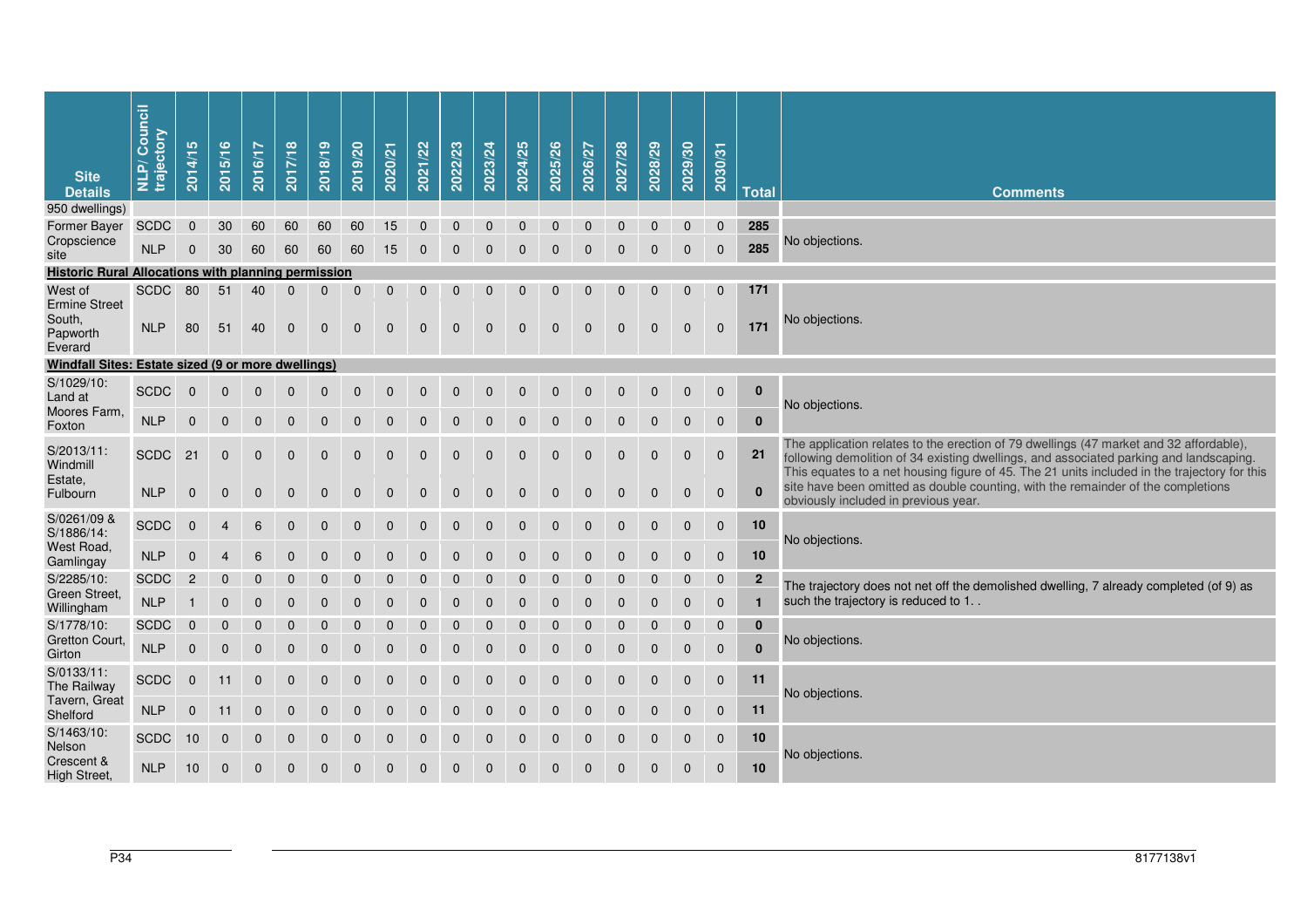| Site Details | NLP/ Council trajectory | 2014/15 | 2015/16 | 2016/17 | 2017/18 | 2018/19 | 2019/20 | 2020/21 | 2021/22 | 2022/23 | 2023/24 | 2024/25 | 2025/26 | 2026/27 | 2027/28 | 2028/29 | 2029/30 | 2030/31 | Total | Comments |
|---|---|---|---|---|---|---|---|---|---|---|---|---|---|---|---|---|---|---|---|---|
| 950 dwellings) | | | | | | | | | | | | | | | | | | | | |
| Former Bayer Cropscience site | SCDC | 0 | 30 | 60 | 60 | 60 | 60 | 15 | 0 | 0 | 0 | 0 | 0 | 0 | 0 | 0 | 0 | 0 | **285** | No objections. |
| | NLP | 0 | 30 | 60 | 60 | 60 | 60 | 15 | 0 | 0 | 0 | 0 | 0 | 0 | 0 | 0 | 0 | 0 | **285** | |
| **Historic Rural Allocations with planning permission** | | | | | | | | | | | | | | | | | | | | |
| West of Ermine Street South, Papworth Everard | SCDC | 80 | 51 | 40 | 0 | 0 | 0 | 0 | 0 | 0 | 0 | 0 | 0 | 0 | 0 | 0 | 0 | 0 | **171** | No objections. |
| | NLP | 80 | 51 | 40 | 0 | 0 | 0 | 0 | 0 | 0 | 0 | 0 | 0 | 0 | 0 | 0 | 0 | 0 | **171** | |
| **Windfall Sites: Estate sized (9 or more dwellings)** | | | | | | | | | | | | | | | | | | | | |
| S/1029/10: Land at Moores Farm, Foxton | SCDC | 0 | 0 | 0 | 0 | 0 | 0 | 0 | 0 | 0 | 0 | 0 | 0 | 0 | 0 | 0 | 0 | 0 | **0** | No objections. |
| | NLP | 0 | 0 | 0 | 0 | 0 | 0 | 0 | 0 | 0 | 0 | 0 | 0 | 0 | 0 | 0 | 0 | 0 | **0** | |
| S/2013/11: Windmill Estate, Fulbourn | SCDC | 21 | 0 | 0 | 0 | 0 | 0 | 0 | 0 | 0 | 0 | 0 | 0 | 0 | 0 | 0 | 0 | 0 | **21** | The application relates to the erection of 79 dwellings (47 market and 32 affordable), following demolition of 34 existing dwellings, and associated parking and landscaping. This equates to a net housing figure of 45. The 21 units included in the trajectory for this site have been omitted as double counting, with the remainder of the completions obviously included in previous year. |
| | NLP | 0 | 0 | 0 | 0 | 0 | 0 | 0 | 0 | 0 | 0 | 0 | 0 | 0 | 0 | 0 | 0 | 0 | **0** | |
| S/0261/09 & S/1886/14: West Road, Gamlingay | SCDC | 0 | 4 | 6 | 0 | 0 | 0 | 0 | 0 | 0 | 0 | 0 | 0 | 0 | 0 | 0 | 0 | 0 | **10** | No objections. |
| | NLP | 0 | 4 | 6 | 0 | 0 | 0 | 0 | 0 | 0 | 0 | 0 | 0 | 0 | 0 | 0 | 0 | 0 | **10** | |
| S/2285/10: Green Street, Willingham | SCDC | 2 | 0 | 0 | 0 | 0 | 0 | 0 | 0 | 0 | 0 | 0 | 0 | 0 | 0 | 0 | 0 | 0 | **2** | The trajectory does not net off the demolished dwelling, 7 already completed (of 9) as such the trajectory is reduced to 1. . |
| | NLP | 1 | 0 | 0 | 0 | 0 | 0 | 0 | 0 | 0 | 0 | 0 | 0 | 0 | 0 | 0 | 0 | 0 | **1** | |
| S/1778/10: Gretton Court, Girton | SCDC | 0 | 0 | 0 | 0 | 0 | 0 | 0 | 0 | 0 | 0 | 0 | 0 | 0 | 0 | 0 | 0 | 0 | **0** | No objections. |
| | NLP | 0 | 0 | 0 | 0 | 0 | 0 | 0 | 0 | 0 | 0 | 0 | 0 | 0 | 0 | 0 | 0 | 0 | **0** | |
| S/0133/11: The Railway Tavern, Great Shelford | SCDC | 0 | 11 | 0 | 0 | 0 | 0 | 0 | 0 | 0 | 0 | 0 | 0 | 0 | 0 | 0 | 0 | 0 | **11** | No objections. |
| | NLP | 0 | 11 | 0 | 0 | 0 | 0 | 0 | 0 | 0 | 0 | 0 | 0 | 0 | 0 | 0 | 0 | 0 | **11** | |
| S/1463/10: Nelson Crescent & High Street, | SCDC | 10 | 0 | 0 | 0 | 0 | 0 | 0 | 0 | 0 | 0 | 0 | 0 | 0 | 0 | 0 | 0 | 0 | **10** | No objections. |
| | NLP | 10 | 0 | 0 | 0 | 0 | 0 | 0 | 0 | 0 | 0 | 0 | 0 | 0 | 0 | 0 | 0 | 0 | **10** | |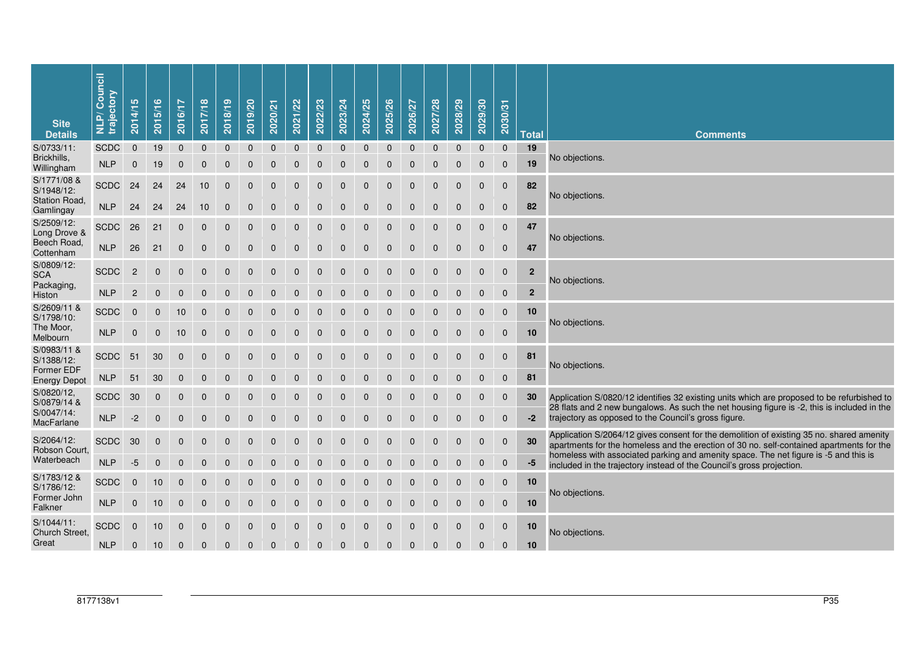| Site Details | NLP/ Council trajectory | 2014/15 | 2015/16 | 2016/17 | 2017/18 | 2018/19 | 2019/20 | 2020/21 | 2021/22 | 2022/23 | 2023/24 | 2024/25 | 2025/26 | 2026/27 | 2027/28 | 2028/29 | 2029/30 | 2030/31 | Total | Comments |
|---|---|---|---|---|---|---|---|---|---|---|---|---|---|---|---|---|---|---|---|---|
| S/0733/11: Brickhills, Willingham | SCDC | 0 | 19 | 0 | 0 | 0 | 0 | 0 | 0 | 0 | 0 | 0 | 0 | 0 | 0 | 0 | 0 | 0 | **19** | No objections. |
| | NLP | 0 | 19 | 0 | 0 | 0 | 0 | 0 | 0 | 0 | 0 | 0 | 0 | 0 | 0 | 0 | 0 | 0 | **19** | |
| S/1771/08 & S/1948/12: Station Road, Gamlingay | SCDC | 24 | 24 | 24 | 10 | 0 | 0 | 0 | 0 | 0 | 0 | 0 | 0 | 0 | 0 | 0 | 0 | 0 | **82** | No objections. |
| | NLP | 24 | 24 | 24 | 10 | 0 | 0 | 0 | 0 | 0 | 0 | 0 | 0 | 0 | 0 | 0 | 0 | 0 | **82** | |
| S/2509/12: Long Drove & Beech Road, Cottenham | SCDC | 26 | 21 | 0 | 0 | 0 | 0 | 0 | 0 | 0 | 0 | 0 | 0 | 0 | 0 | 0 | 0 | 0 | **47** | No objections. |
| | NLP | 26 | 21 | 0 | 0 | 0 | 0 | 0 | 0 | 0 | 0 | 0 | 0 | 0 | 0 | 0 | 0 | 0 | **47** | |
| S/0809/12: SCA Packaging, Histon | SCDC | 2 | 0 | 0 | 0 | 0 | 0 | 0 | 0 | 0 | 0 | 0 | 0 | 0 | 0 | 0 | 0 | 0 | **2** | No objections. |
| | NLP | 2 | 0 | 0 | 0 | 0 | 0 | 0 | 0 | 0 | 0 | 0 | 0 | 0 | 0 | 0 | 0 | 0 | **2** | |
| S/2609/11 & S/1798/10: The Moor, Melbourn | SCDC | 0 | 0 | 10 | 0 | 0 | 0 | 0 | 0 | 0 | 0 | 0 | 0 | 0 | 0 | 0 | 0 | 0 | **10** | No objections. |
| | NLP | 0 | 0 | 10 | 0 | 0 | 0 | 0 | 0 | 0 | 0 | 0 | 0 | 0 | 0 | 0 | 0 | 0 | **10** | |
| S/0983/11 & S/1388/12: Former EDF Energy Depot | SCDC | 51 | 30 | 0 | 0 | 0 | 0 | 0 | 0 | 0 | 0 | 0 | 0 | 0 | 0 | 0 | 0 | 0 | **81** | No objections. |
| | NLP | 51 | 30 | 0 | 0 | 0 | 0 | 0 | 0 | 0 | 0 | 0 | 0 | 0 | 0 | 0 | 0 | 0 | **81** | |
| S/0820/12, S/0879/14 & S/0047/14: MacFarlane | SCDC | 30 | 0 | 0 | 0 | 0 | 0 | 0 | 0 | 0 | 0 | 0 | 0 | 0 | 0 | 0 | 0 | 0 | **30** | Application S/0820/12 identifies 32 existing units which are proposed to be refurbished to 28 flats and 2 new bungalows. As such the net housing figure is -2, this is included in the trajectory as opposed to the Council's gross figure. |
| | NLP | -2 | 0 | 0 | 0 | 0 | 0 | 0 | 0 | 0 | 0 | 0 | 0 | 0 | 0 | 0 | 0 | 0 | **-2** | |
| S/2064/12: Robson Court, Waterbeach | SCDC | 30 | 0 | 0 | 0 | 0 | 0 | 0 | 0 | 0 | 0 | 0 | 0 | 0 | 0 | 0 | 0 | 0 | **30** | Application S/2064/12 gives consent for the demolition of existing 35 no. shared amenity apartments for the homeless and the erection of 30 no. self-contained apartments for the homeless with associated parking and amenity space. The net figure is -5 and this is included in the trajectory instead of the Council's gross projection. |
| | NLP | -5 | 0 | 0 | 0 | 0 | 0 | 0 | 0 | 0 | 0 | 0 | 0 | 0 | 0 | 0 | 0 | 0 | **-5** | |
| S/1783/12 & S/1786/12: Former John Falkner | SCDC | 0 | 10 | 0 | 0 | 0 | 0 | 0 | 0 | 0 | 0 | 0 | 0 | 0 | 0 | 0 | 0 | 0 | **10** | No objections. |
| | NLP | 0 | 10 | 0 | 0 | 0 | 0 | 0 | 0 | 0 | 0 | 0 | 0 | 0 | 0 | 0 | 0 | 0 | **10** | |
| S/1044/11: Church Street, Great | SCDC | 0 | 10 | 0 | 0 | 0 | 0 | 0 | 0 | 0 | 0 | 0 | 0 | 0 | 0 | 0 | 0 | 0 | **10** | No objections. |
| | NLP | 0 | 10 | 0 | 0 | 0 | 0 | 0 | 0 | 0 | 0 | 0 | 0 | 0 | 0 | 0 | 0 | 0 | **10** | |

8177138v1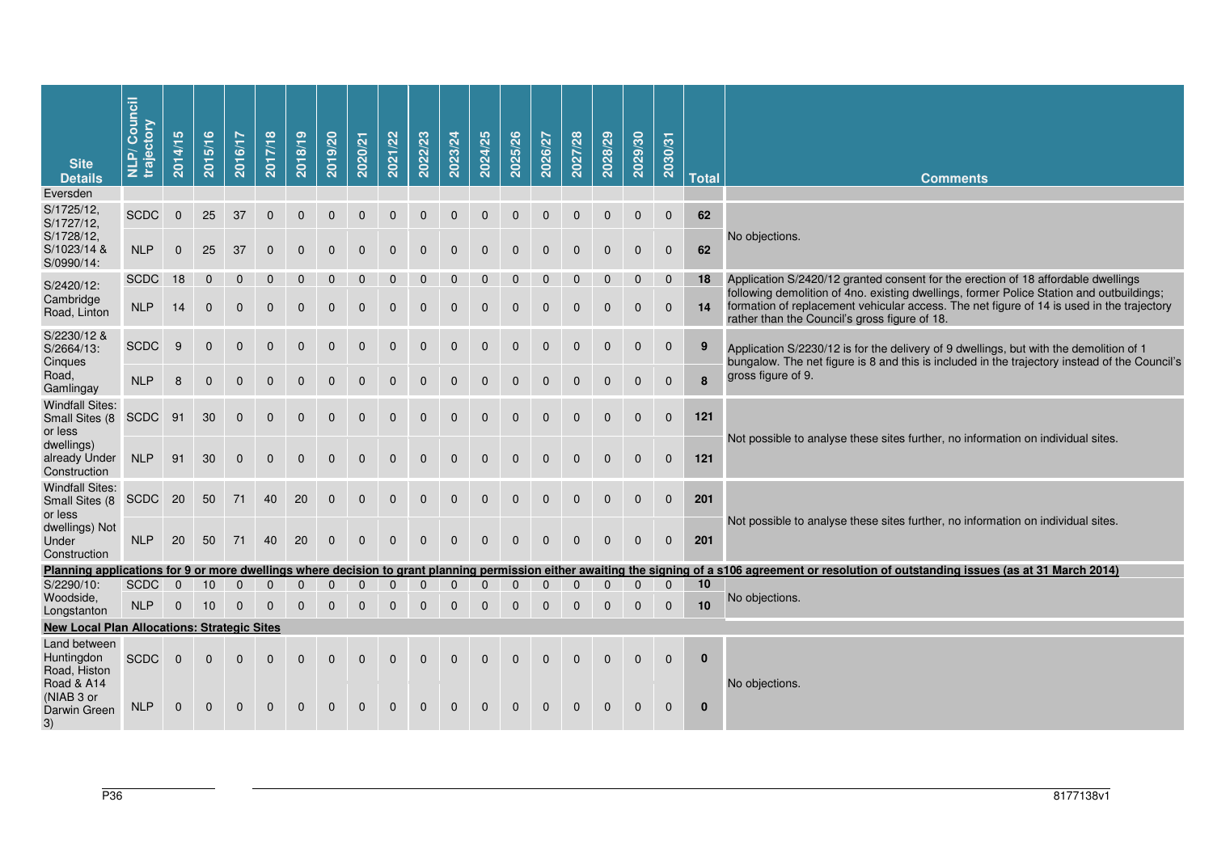| Site Details | NLP/ Council trajectory | 2014/15 | 2015/16 | 2016/17 | 2017/18 | 2018/19 | 2019/20 | 2020/21 | 2021/22 | 2022/23 | 2023/24 | 2024/25 | 2025/26 | 2026/27 | 2027/28 | 2028/29 | 2029/30 | 2030/31 | Total | Comments |
|---|---|---|---|---|---|---|---|---|---|---|---|---|---|---|---|---|---|---|---|---|
| Eversden | | | | | | | | | | | | | | | | | | | | |
| S/1725/12, S/1727/12, S/1728/12, S/1023/14 & S/0990/14: | SCDC | 0 | 25 | 37 | 0 | 0 | 0 | 0 | 0 | 0 | 0 | 0 | 0 | 0 | 0 | 0 | 0 | 0 | **62** | No objections. |
| | NLP | 0 | 25 | 37 | 0 | 0 | 0 | 0 | 0 | 0 | 0 | 0 | 0 | 0 | 0 | 0 | 0 | 0 | **62** | |
| S/2420/12: Cambridge Road, Linton | SCDC | 18 | 0 | 0 | 0 | 0 | 0 | 0 | 0 | 0 | 0 | 0 | 0 | 0 | 0 | 0 | 0 | 0 | **18** | Application S/2420/12 granted consent for the erection of 18 affordable dwellings following demolition of 4no. existing dwellings, former Police Station and outbuildings; formation of replacement vehicular access. The net figure of 14 is used in the trajectory rather than the Council's gross figure of 18. |
| | NLP | 14 | 0 | 0 | 0 | 0 | 0 | 0 | 0 | 0 | 0 | 0 | 0 | 0 | 0 | 0 | 0 | 0 | **14** | |
| S/2230/12 & S/2664/13: Cinques Road, Gamlingay | SCDC | 9 | 0 | 0 | 0 | 0 | 0 | 0 | 0 | 0 | 0 | 0 | 0 | 0 | 0 | 0 | 0 | 0 | **9** | Application S/2230/12 is for the delivery of 9 dwellings, but with the demolition of 1 bungalow. The net figure is 8 and this is included in the trajectory instead of the Council's gross figure of 9. |
| | NLP | 8 | 0 | 0 | 0 | 0 | 0 | 0 | 0 | 0 | 0 | 0 | 0 | 0 | 0 | 0 | 0 | 0 | **8** | |
| Windfall Sites: Small Sites (8 or less dwellings) already Under Construction | SCDC | 91 | 30 | 0 | 0 | 0 | 0 | 0 | 0 | 0 | 0 | 0 | 0 | 0 | 0 | 0 | 0 | 0 | **121** | Not possible to analyse these sites further, no information on individual sites. |
| | NLP | 91 | 30 | 0 | 0 | 0 | 0 | 0 | 0 | 0 | 0 | 0 | 0 | 0 | 0 | 0 | 0 | 0 | **121** | |
| Windfall Sites: Small Sites (8 or less dwellings) Not Under Construction | SCDC | 20 | 50 | 71 | 40 | 20 | 0 | 0 | 0 | 0 | 0 | 0 | 0 | 0 | 0 | 0 | 0 | 0 | **201** | Not possible to analyse these sites further, no information on individual sites. |
| | NLP | 20 | 50 | 71 | 40 | 20 | 0 | 0 | 0 | 0 | 0 | 0 | 0 | 0 | 0 | 0 | 0 | 0 | **201** | |
| **Planning applications for 9 or more dwellings where decision to grant planning permission either awaiting the signing of a s106 agreement or resolution of outstanding issues (as at 31 March 2014)** | | | | | | | | | | | | | | | | | | | | |
| S/2290/10: Woodside, Longstanton | SCDC | 0 | 10 | 0 | 0 | 0 | 0 | 0 | 0 | 0 | 0 | 0 | 0 | 0 | 0 | 0 | 0 | 0 | **10** | No objections. |
| | NLP | 0 | 10 | 0 | 0 | 0 | 0 | 0 | 0 | 0 | 0 | 0 | 0 | 0 | 0 | 0 | 0 | 0 | **10** | |
| **New Local Plan Allocations: Strategic Sites** | | | | | | | | | | | | | | | | | | | | |
| Land between Huntingdon Road, Histon Road & A14 (NIAB 3 or Darwin Green 3) | SCDC | 0 | 0 | 0 | 0 | 0 | 0 | 0 | 0 | 0 | 0 | 0 | 0 | 0 | 0 | 0 | 0 | 0 | **0** | No objections. |
| | NLP | 0 | 0 | 0 | 0 | 0 | 0 | 0 | 0 | 0 | 0 | 0 | 0 | 0 | 0 | 0 | 0 | 0 | **0** | |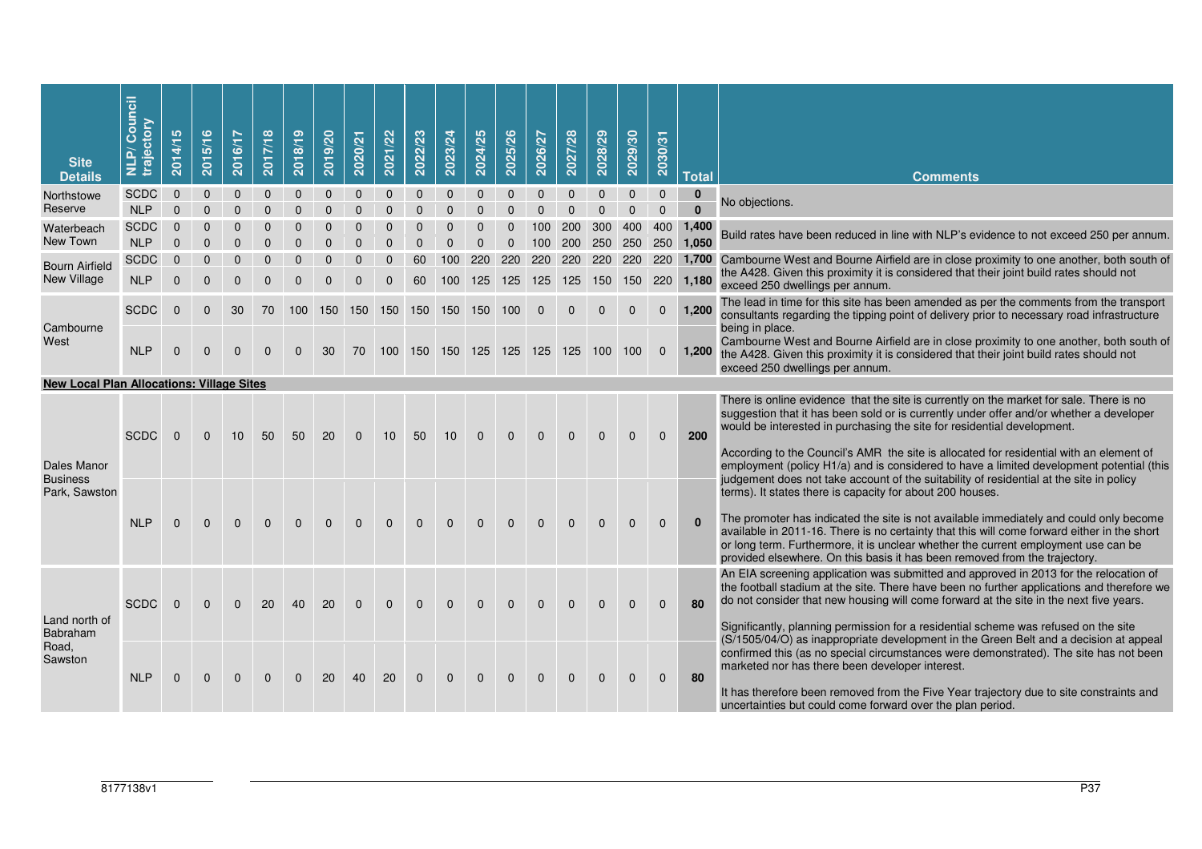| Site Details | NLP/ Council trajectory | 2014/15 | 2015/16 | 2016/17 | 2017/18 | 2018/19 | 2019/20 | 2020/21 | 2021/22 | 2022/23 | 2023/24 | 2024/25 | 2025/26 | 2026/27 | 2027/28 | 2028/29 | 2029/30 | 2030/31 | Total | Comments |
|---|---|---|---|---|---|---|---|---|---|---|---|---|---|---|---|---|---|---|---|---|
| Northstowe Reserve | SCDC | 0 | 0 | 0 | 0 | 0 | 0 | 0 | 0 | 0 | 0 | 0 | 0 | 0 | 0 | 0 | 0 | 0 | **0** | No objections. |
| | NLP | 0 | 0 | 0 | 0 | 0 | 0 | 0 | 0 | 0 | 0 | 0 | 0 | 0 | 0 | 0 | 0 | 0 | **0** | |
| Waterbeach New Town | SCDC | 0 | 0 | 0 | 0 | 0 | 0 | 0 | 0 | 0 | 0 | 0 | 0 | 100 | 200 | 300 | 400 | 400 | **1,400** | Build rates have been reduced in line with NLP's evidence to not exceed 250 per annum. |
| | NLP | 0 | 0 | 0 | 0 | 0 | 0 | 0 | 0 | 0 | 0 | 0 | 0 | 100 | 200 | 250 | 250 | 250 | **1,050** | |
| Bourn Airfield New Village | SCDC | 0 | 0 | 0 | 0 | 0 | 0 | 0 | 0 | 60 | 100 | 220 | 220 | 220 | 220 | 220 | 220 | 220 | **1,700** | Cambourne West and Bourne Airfield are in close proximity to one another, both south of the A428. Given this proximity it is considered that their joint build rates should not exceed 250 dwellings per annum. |
| | NLP | 0 | 0 | 0 | 0 | 0 | 0 | 0 | 0 | 60 | 100 | 125 | 125 | 125 | 125 | 150 | 150 | 220 | **1,180** | |
| Cambourne West | SCDC | 0 | 0 | 30 | 70 | 100 | 150 | 150 | 150 | 150 | 150 | 150 | 100 | 0 | 0 | 0 | 0 | 0 | **1,200** | The lead in time for this site has been amended as per the comments from the transport consultants regarding the tipping point of delivery prior to necessary road infrastructure being in place.<br>Cambourne West and Bourne Airfield are in close proximity to one another, both south of the A428. Given this proximity it is considered that their joint build rates should not exceed 250 dwellings per annum. |
| | NLP | 0 | 0 | 0 | 0 | 0 | 30 | 70 | 100 | 150 | 150 | 125 | 125 | 125 | 125 | 100 | 100 | 0 | **1,200** | |
| **New Local Plan Allocations: Village Sites** | | | | | | | | | | | | | | | | | | | | |
| Dales Manor Business Park, Sawston | SCDC | 0 | 0 | 10 | 50 | 50 | 20 | 0 | 10 | 50 | 10 | 0 | 0 | 0 | 0 | 0 | 0 | 0 | **200** | There is online evidence that the site is currently on the market for sale. There is no suggestion that it has been sold or is currently under offer and/or whether a developer would be interested in purchasing the site for residential development.<br><br>According to the Council's AMR the site is allocated for residential with an element of employment (policy H1/a) and is considered to have a limited development potential (this judgement does not take account of the suitability of residential at the site in policy terms). It states there is capacity for about 200 houses.<br><br>The promoter has indicated the site is not available immediately and could only become available in 2011-16. There is no certainty that this will come forward either in the short or long term. Furthermore, it is unclear whether the current employment use can be provided elsewhere. On this basis it has been removed from the trajectory. |
| | NLP | 0 | 0 | 0 | 0 | 0 | 0 | 0 | 0 | 0 | 0 | 0 | 0 | 0 | 0 | 0 | 0 | 0 | **0** | |
| Land north of Babraham Road, Sawston | SCDC | 0 | 0 | 0 | 20 | 40 | 20 | 0 | 0 | 0 | 0 | 0 | 0 | 0 | 0 | 0 | 0 | 0 | **80** | An EIA screening application was submitted and approved in 2013 for the relocation of the football stadium at the site. There have been no further applications and therefore we do not consider that new housing will come forward at the site in the next five years.<br><br>Significantly, planning permission for a residential scheme was refused on the site (S/1505/04/O) as inappropriate development in the Green Belt and a decision at appeal confirmed this (as no special circumstances were demonstrated). The site has not been marketed nor has there been developer interest.<br><br>It has therefore been removed from the Five Year trajectory due to site constraints and uncertainties but could come forward over the plan period. |
| | NLP | 0 | 0 | 0 | 0 | 0 | 20 | 40 | 20 | 0 | 0 | 0 | 0 | 0 | 0 | 0 | 0 | 0 | **80** | |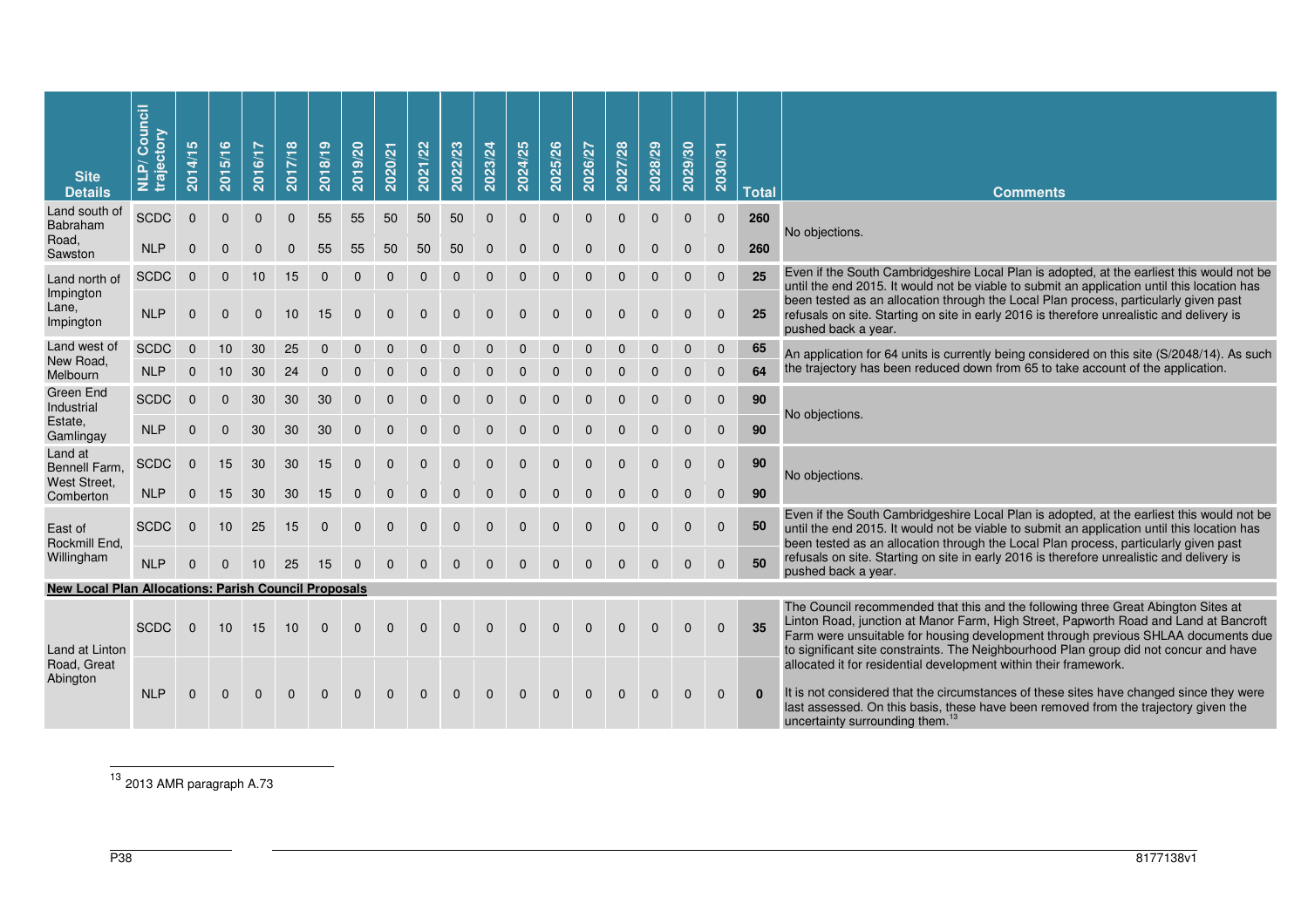| Site Details | NLP/ Council trajectory | 2014/15 | 2015/16 | 2016/17 | 2017/18 | 2018/19 | 2019/20 | 2020/21 | 2021/22 | 2022/23 | 2023/24 | 2024/25 | 2025/26 | 2026/27 | 2027/28 | 2028/29 | 2029/30 | 2030/31 | Total | Comments |
|---|---|---|---|---|---|---|---|---|---|---|---|---|---|---|---|---|---|---|---|---|
| Land south of Babraham Road, Sawston | SCDC | 0 | 0 | 0 | 0 | 55 | 55 | 50 | 50 | 50 | 0 | 0 | 0 | 0 | 0 | 0 | 0 | 0 | 260 | No objections. |
| | NLP | 0 | 0 | 0 | 0 | 55 | 55 | 50 | 50 | 50 | 0 | 0 | 0 | 0 | 0 | 0 | 0 | 0 | 260 | |
| Land north of Impington Lane, Impington | SCDC | 0 | 0 | 10 | 15 | 0 | 0 | 0 | 0 | 0 | 0 | 0 | 0 | 0 | 0 | 0 | 0 | 0 | 25 | Even if the South Cambridgeshire Local Plan is adopted, at the earliest this would not be until the end 2015. It would not be viable to submit an application until this location has been tested as an allocation through the Local Plan process, particularly given past refusals on site. Starting on site in early 2016 is therefore unrealistic and delivery is pushed back a year. |
| | NLP | 0 | 0 | 0 | 10 | 15 | 0 | 0 | 0 | 0 | 0 | 0 | 0 | 0 | 0 | 0 | 0 | 0 | 25 | |
| Land west of New Road, Melbourn | SCDC | 0 | 10 | 30 | 25 | 0 | 0 | 0 | 0 | 0 | 0 | 0 | 0 | 0 | 0 | 0 | 0 | 0 | 65 | An application for 64 units is currently being considered on this site (S/2048/14). As such the trajectory has been reduced down from 65 to take account of the application. |
| | NLP | 0 | 10 | 30 | 24 | 0 | 0 | 0 | 0 | 0 | 0 | 0 | 0 | 0 | 0 | 0 | 0 | 0 | 64 | |
| Green End Industrial Estate, Gamlingay | SCDC | 0 | 0 | 30 | 30 | 30 | 0 | 0 | 0 | 0 | 0 | 0 | 0 | 0 | 0 | 0 | 0 | 0 | 90 | No objections. |
| | NLP | 0 | 0 | 30 | 30 | 30 | 0 | 0 | 0 | 0 | 0 | 0 | 0 | 0 | 0 | 0 | 0 | 0 | 90 | |
| Land at Bennell Farm, West Street, Comberton | SCDC | 0 | 15 | 30 | 30 | 15 | 0 | 0 | 0 | 0 | 0 | 0 | 0 | 0 | 0 | 0 | 0 | 0 | 90 | No objections. |
| | NLP | 0 | 15 | 30 | 30 | 15 | 0 | 0 | 0 | 0 | 0 | 0 | 0 | 0 | 0 | 0 | 0 | 0 | 90 | |
| East of Rockmill End, Willingham | SCDC | 0 | 10 | 25 | 15 | 0 | 0 | 0 | 0 | 0 | 0 | 0 | 0 | 0 | 0 | 0 | 0 | 0 | 50 | Even if the South Cambridgeshire Local Plan is adopted, at the earliest this would not be until the end 2015. It would not be viable to submit an application until this location has been tested as an allocation through the Local Plan process, particularly given past refusals on site. Starting on site in early 2016 is therefore unrealistic and delivery is pushed back a year. |
| | NLP | 0 | 0 | 10 | 25 | 15 | 0 | 0 | 0 | 0 | 0 | 0 | 0 | 0 | 0 | 0 | 0 | 0 | 50 | |
| **New Local Plan Allocations: Parish Council Proposals** | | | | | | | | | | | | | | | | | | | | |
| Land at Linton Road, Great Abington | SCDC | 0 | 10 | 15 | 10 | 0 | 0 | 0 | 0 | 0 | 0 | 0 | 0 | 0 | 0 | 0 | 0 | 0 | 35 | The Council recommended that this and the following three Great Abington Sites at Linton Road, junction at Manor Farm, High Street, Papworth Road and Land at Bancroft Farm were unsuitable for housing development through previous SHLAA documents due to significant site constraints. The Neighbourhood Plan group did not concur and have allocated it for residential development within their framework. It is not considered that the circumstances of these sites have changed since they were last assessed. On this basis, these have been removed from the trajectory given the uncertainty surrounding them.[13] |
| | NLP | 0 | 0 | 0 | 0 | 0 | 0 | 0 | 0 | 0 | 0 | 0 | 0 | 0 | 0 | 0 | 0 | 0 | 0 | |

[13] 2013 AMR paragraph A.73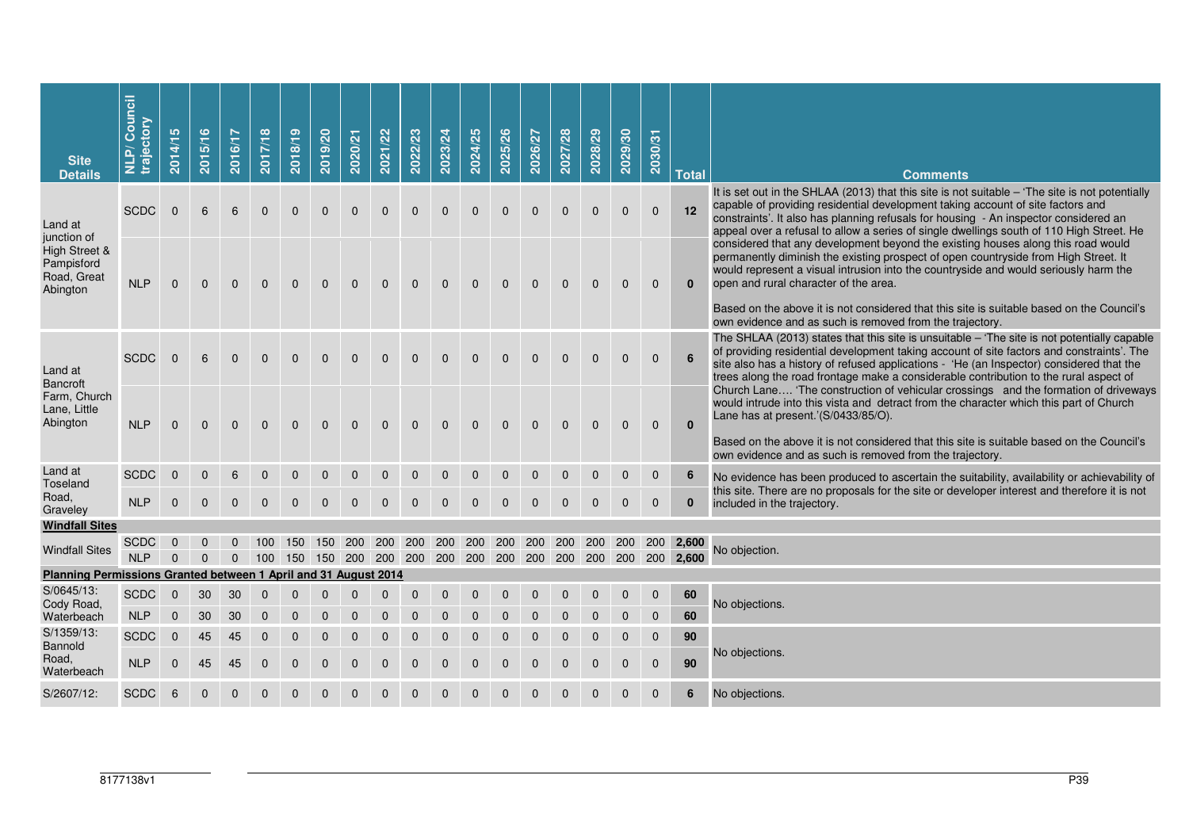| Site Details | NLP/ Council trajectory | 2014/15 | 2015/16 | 2016/17 | 2017/18 | 2018/19 | 2019/20 | 2020/21 | 2021/22 | 2022/23 | 2023/24 | 2024/25 | 2025/26 | 2026/27 | 2027/28 | 2028/29 | 2029/30 | 2030/31 | Total | Comments |
|---|---|---|---|---|---|---|---|---|---|---|---|---|---|---|---|---|---|---|---|---|
| Land at junction of High Street & Pampisford Road, Great Abington | SCDC | 0 | 6 | 6 | 0 | 0 | 0 | 0 | 0 | 0 | 0 | 0 | 0 | 0 | 0 | 0 | 0 | 0 | **12** | It is set out in the SHLAA (2013) that this site is not suitable – 'The site is not potentially capable of providing residential development taking account of site factors and constraints'. It also has planning refusals for housing - An inspector considered an appeal over a refusal to allow a series of single dwellings south of 110 High Street. He considered that any development beyond the existing houses along this road would permanently diminish the existing prospect of open countryside from High Street. It would represent a visual intrusion into the countryside and would seriously harm the open and rural character of the area.<br><br>Based on the above it is not considered that this site is suitable based on the Council's own evidence and as such is removed from the trajectory. |
| | NLP | 0 | 0 | 0 | 0 | 0 | 0 | 0 | 0 | 0 | 0 | 0 | 0 | 0 | 0 | 0 | 0 | 0 | **0** | |
| Land at Bancroft Farm, Church Lane, Little Abington | SCDC | 0 | 6 | 0 | 0 | 0 | 0 | 0 | 0 | 0 | 0 | 0 | 0 | 0 | 0 | 0 | 0 | 0 | **6** | The SHLAA (2013) states that this site is unsuitable – 'The site is not potentially capable of providing residential development taking account of site factors and constraints'. The site also has a history of refused applications - 'He (an Inspector) considered that the trees along the road frontage make a considerable contribution to the rural aspect of Church Lane…. 'The construction of vehicular crossings and the formation of driveways would intrude into this vista and detract from the character which this part of Church Lane has at present.'(S/0433/85/O).<br><br>Based on the above it is not considered that this site is suitable based on the Council's own evidence and as such is removed from the trajectory. |
| | NLP | 0 | 0 | 0 | 0 | 0 | 0 | 0 | 0 | 0 | 0 | 0 | 0 | 0 | 0 | 0 | 0 | 0 | **0** | |
| Land at Toseland Road, Graveley | SCDC | 0 | 0 | 6 | 0 | 0 | 0 | 0 | 0 | 0 | 0 | 0 | 0 | 0 | 0 | 0 | 0 | 0 | **6** | No evidence has been produced to ascertain the suitability, availability or achievability of this site. There are no proposals for the site or developer interest and therefore it is not included in the trajectory. |
| | NLP | 0 | 0 | 0 | 0 | 0 | 0 | 0 | 0 | 0 | 0 | 0 | 0 | 0 | 0 | 0 | 0 | 0 | **0** | |
| **Windfall Sites** | | | | | | | | | | | | | | | | | | | | |
| Windfall Sites | SCDC | 0 | 0 | 0 | 100 | 150 | 150 | 200 | 200 | 200 | 200 | 200 | 200 | 200 | 200 | 200 | 200 | 200 | **2,600** | No objection. |
| | NLP | 0 | 0 | 0 | 100 | 150 | 150 | 200 | 200 | 200 | 200 | 200 | 200 | 200 | 200 | 200 | 200 | 200 | **2,600** | |
| **Planning Permissions Granted between 1 April and 31 August 2014** | | | | | | | | | | | | | | | | | | | | |
| S/0645/13: Cody Road, Waterbeach | SCDC | 0 | 30 | 30 | 0 | 0 | 0 | 0 | 0 | 0 | 0 | 0 | 0 | 0 | 0 | 0 | 0 | 0 | **60** | No objections. |
| | NLP | 0 | 30 | 30 | 0 | 0 | 0 | 0 | 0 | 0 | 0 | 0 | 0 | 0 | 0 | 0 | 0 | 0 | **60** | |
| S/1359/13: Bannold Road, Waterbeach | SCDC | 0 | 45 | 45 | 0 | 0 | 0 | 0 | 0 | 0 | 0 | 0 | 0 | 0 | 0 | 0 | 0 | 0 | **90** | No objections. |
| | NLP | 0 | 45 | 45 | 0 | 0 | 0 | 0 | 0 | 0 | 0 | 0 | 0 | 0 | 0 | 0 | 0 | 0 | **90** | |
| S/2607/12: | SCDC | 6 | 0 | 0 | 0 | 0 | 0 | 0 | 0 | 0 | 0 | 0 | 0 | 0 | 0 | 0 | 0 | 0 | **6** | No objections. |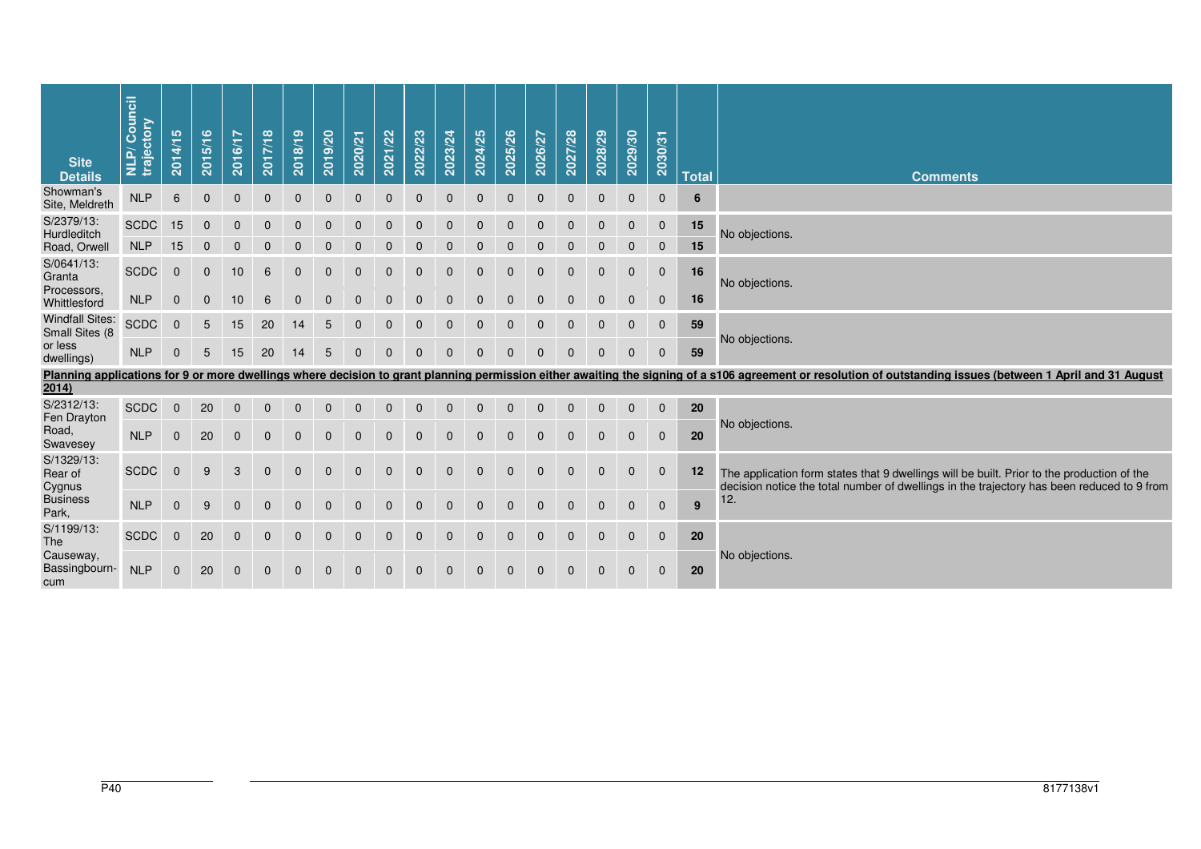| Site Details | NLP/ Council trajectory | 2014/15 | 2015/16 | 2016/17 | 2017/18 | 2018/19 | 2019/20 | 2020/21 | 2021/22 | 2022/23 | 2023/24 | 2024/25 | 2025/26 | 2026/27 | 2027/28 | 2028/29 | 2029/30 | 2030/31 | Total | Comments |
|---|---|---|---|---|---|---|---|---|---|---|---|---|---|---|---|---|---|---|---|---|
| Showman's Site, Meldreth | NLP | 6 | 0 | 0 | 0 | 0 | 0 | 0 | 0 | 0 | 0 | 0 | 0 | 0 | 0 | 0 | 0 | 0 | **6** | |
| S/2379/13: Hurdleditch Road, Orwell | SCDC | 15 | 0 | 0 | 0 | 0 | 0 | 0 | 0 | 0 | 0 | 0 | 0 | 0 | 0 | 0 | 0 | 0 | **15** | No objections. |
| | NLP | 15 | 0 | 0 | 0 | 0 | 0 | 0 | 0 | 0 | 0 | 0 | 0 | 0 | 0 | 0 | 0 | 0 | **15** | |
| S/0641/13: Granta Processors, Whittlesford | SCDC | 0 | 0 | 10 | 6 | 0 | 0 | 0 | 0 | 0 | 0 | 0 | 0 | 0 | 0 | 0 | 0 | 0 | **16** | No objections. |
| | NLP | 0 | 0 | 10 | 6 | 0 | 0 | 0 | 0 | 0 | 0 | 0 | 0 | 0 | 0 | 0 | 0 | 0 | **16** | |
| Windfall Sites: Small Sites (8 or less dwellings) | SCDC | 0 | 5 | 15 | 20 | 14 | 5 | 0 | 0 | 0 | 0 | 0 | 0 | 0 | 0 | 0 | 0 | 0 | **59** | No objections. |
| | NLP | 0 | 5 | 15 | 20 | 14 | 5 | 0 | 0 | 0 | 0 | 0 | 0 | 0 | 0 | 0 | 0 | 0 | **59** | |
| **Planning applications for 9 or more dwellings where decision to grant planning permission either awaiting the signing of a s106 agreement or resolution of outstanding issues (between 1 April and 31 August 2014)** | | | | | | | | | | | | | | | | | | | | |
| S/2312/13: Fen Drayton Road, Swavesey | SCDC | 0 | 20 | 0 | 0 | 0 | 0 | 0 | 0 | 0 | 0 | 0 | 0 | 0 | 0 | 0 | 0 | 0 | **20** | No objections. |
| | NLP | 0 | 20 | 0 | 0 | 0 | 0 | 0 | 0 | 0 | 0 | 0 | 0 | 0 | 0 | 0 | 0 | 0 | **20** | |
| S/1329/13: Rear of Cygnus Business Park, | SCDC | 0 | 9 | 3 | 0 | 0 | 0 | 0 | 0 | 0 | 0 | 0 | 0 | 0 | 0 | 0 | 0 | 0 | **12** | The application form states that 9 dwellings will be built. Prior to the production of the decision notice the total number of dwellings in the trajectory has been reduced to 9 from 12. |
| | NLP | 0 | 9 | 0 | 0 | 0 | 0 | 0 | 0 | 0 | 0 | 0 | 0 | 0 | 0 | 0 | 0 | 0 | **9** | |
| S/1199/13: The Causeway, Bassingbourn-cum | SCDC | 0 | 20 | 0 | 0 | 0 | 0 | 0 | 0 | 0 | 0 | 0 | 0 | 0 | 0 | 0 | 0 | 0 | **20** | No objections. |
| | NLP | 0 | 20 | 0 | 0 | 0 | 0 | 0 | 0 | 0 | 0 | 0 | 0 | 0 | 0 | 0 | 0 | 0 | **20** | |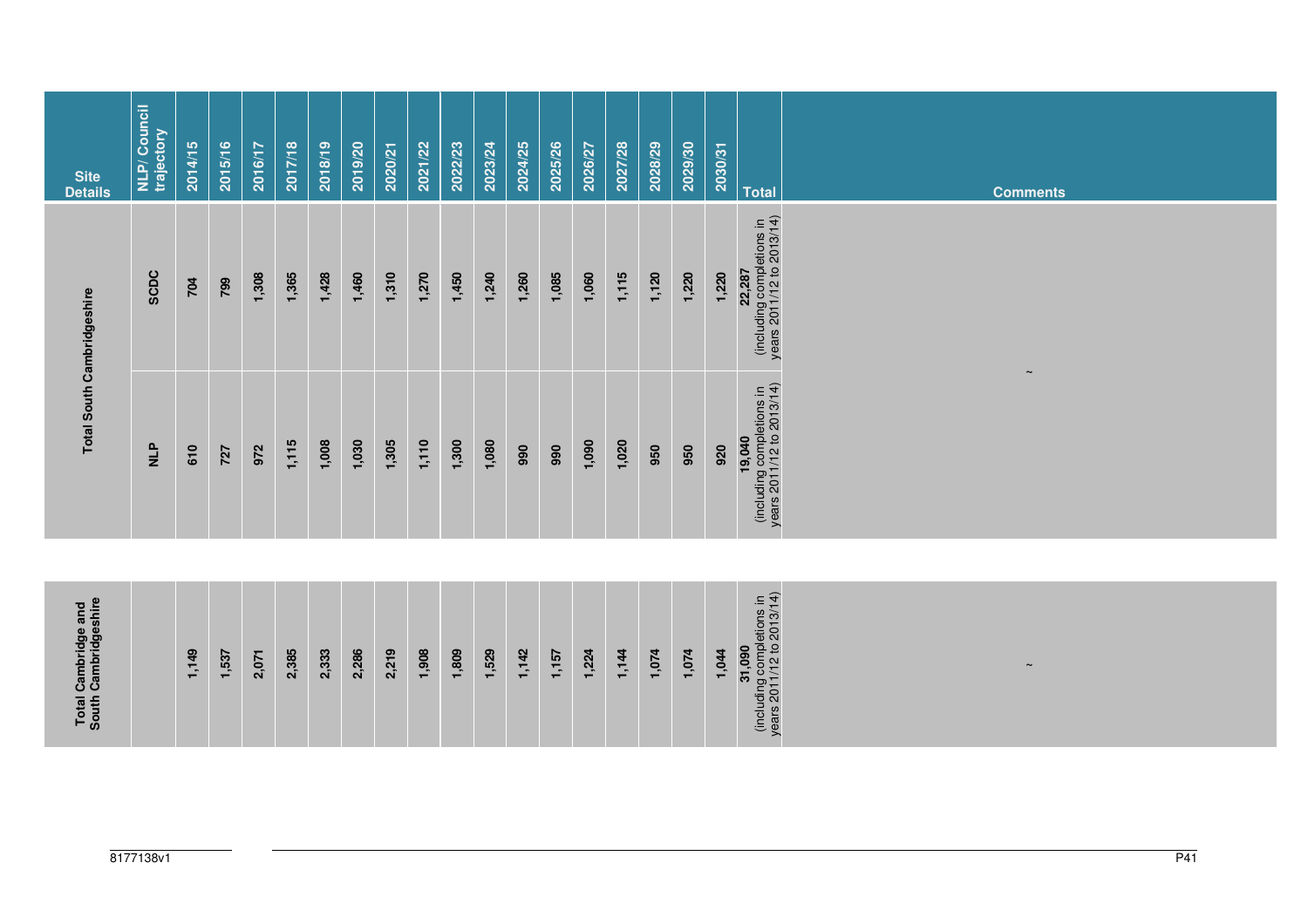| Site Details | NLP/ Council trajectory | 2014/15 | 2015/16 | 2016/17 | 2017/18 | 2018/19 | 2019/20 | 2020/21 | 2021/22 | 2022/23 | 2023/24 | 2024/25 | 2025/26 | 2026/27 | 2027/28 | 2028/29 | 2029/30 | 2030/31 | Total | Comments |
|---|---|---|---|---|---|---|---|---|---|---|---|---|---|---|---|---|---|---|---|---|
| Total South Cambridgeshire | SCDC | 704 | 799 | 1,308 | 1,365 | 1,428 | 1,460 | 1,310 | 1,270 | 1,450 | 1,240 | 1,260 | 1,085 | 1,060 | 1,115 | 1,120 | 1,220 | 1,220 | 22,287 (including completions in years 2011/12 to 2013/14) | ~ |
| | NLP | 610 | 727 | 972 | 1,115 | 1,008 | 1,030 | 1,305 | 1,110 | 1,300 | 1,080 | 990 | 990 | 1,090 | 1,020 | 950 | 950 | 920 | 19,040 (including completions in years 2011/12 to 2013/14) | |
| Total Cambridge and South Cambridgeshire | | 1,149 | 1,537 | 2,071 | 2,385 | 2,333 | 2,286 | 2,219 | 1,908 | 1,809 | 1,529 | 1,142 | 1,157 | 1,224 | 1,144 | 1,074 | 1,074 | 1,044 | 31,090 (including completions in years 2011/12 to 2013/14) | ~ |

8177138v1